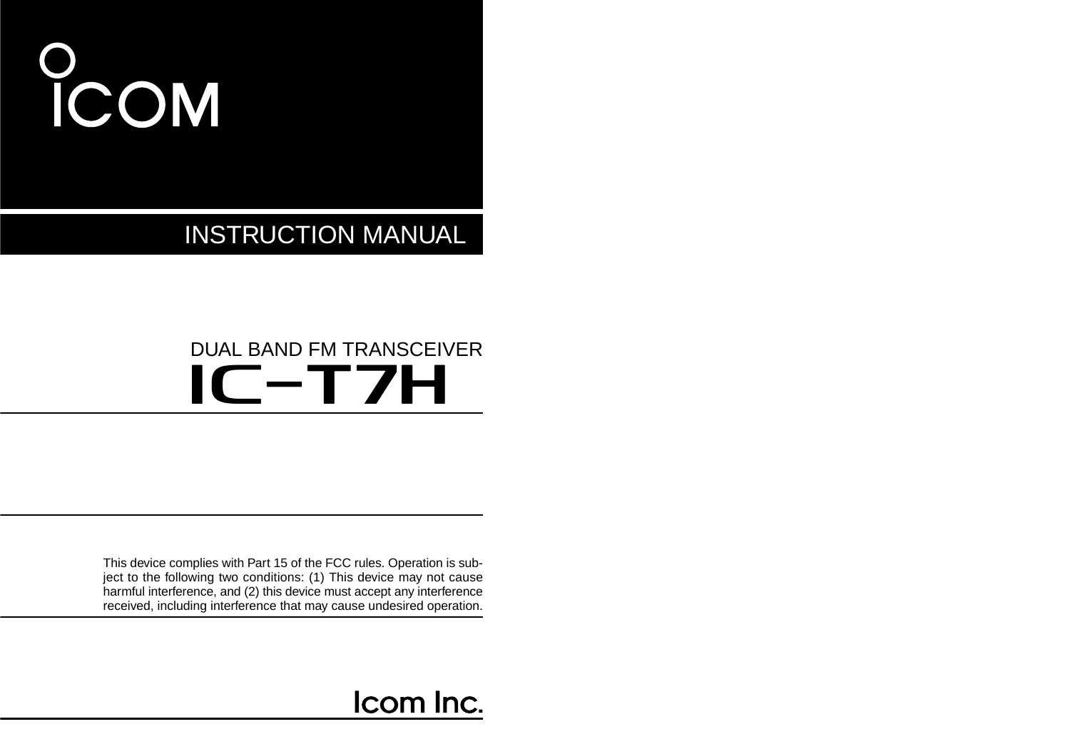ICOM

# INSTRUCTION MANUAL

DUAL BAND FM TRANSCEIVER

# IC-T7H

This device complies with Part 15 of the FCC rules. Operation is subject to the following two conditions: (1) This device may not cause harmful interference, and (2) this device must accept any interference received, including interference that may cause undesired operation.

Icom Inc.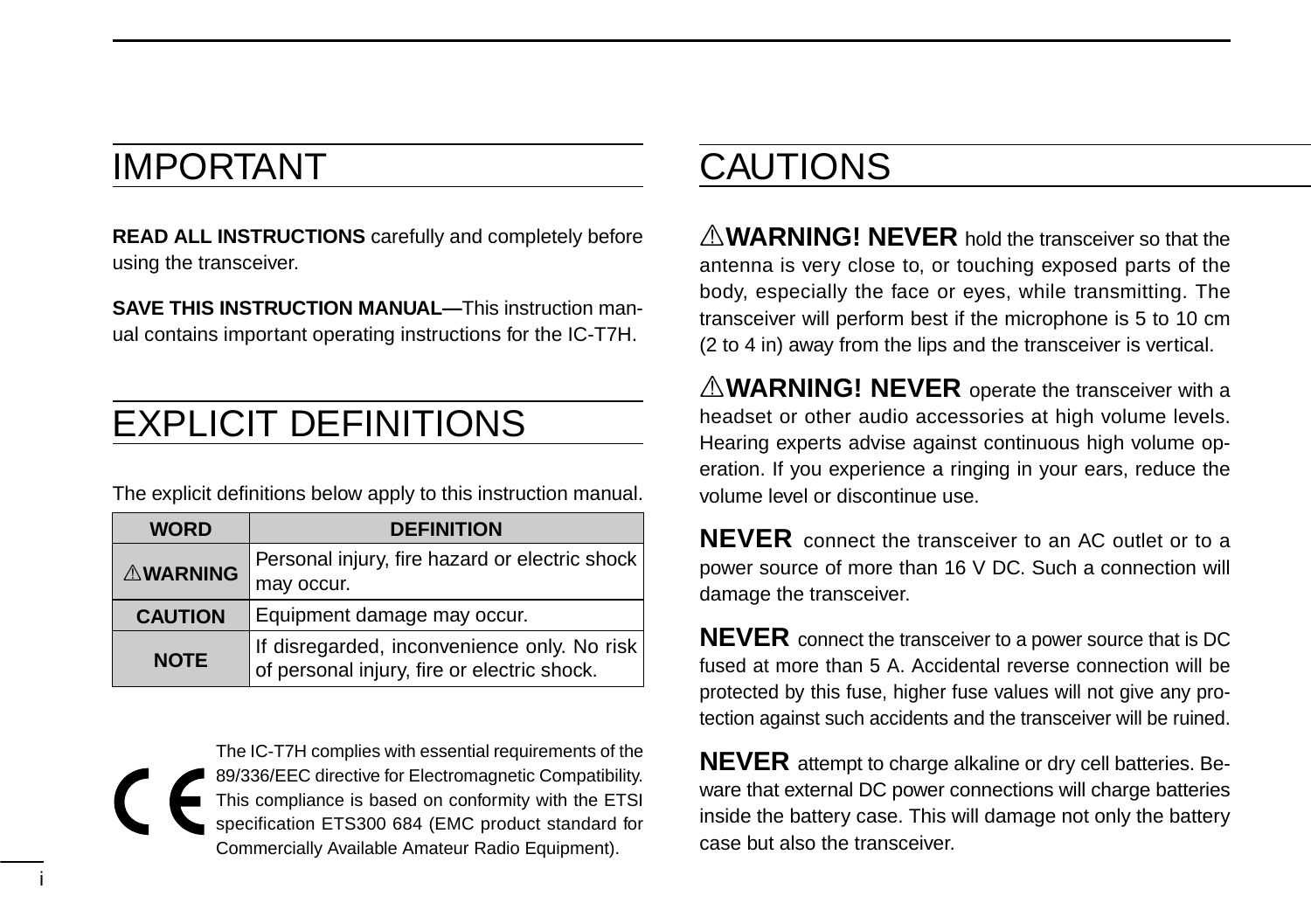# IMPORTANT

**READ ALL INSTRUCTIONS** carefully and completely before using the transceiver.

**SAVE THIS INSTRUCTION MANUAL—**This instruction manual contains important operating instructions for the IC-T7H.

# EXPLICIT DEFINITIONS

The explicit definitions below apply to this instruction manual.

| WORD | DEFINITION |
|---|---|
| ⚠WARNING | Personal injury, fire hazard or electric shock may occur. |
| CAUTION | Equipment damage may occur. |
| NOTE | If disregarded, inconvenience only. No risk of personal injury, fire or electric shock. |

CE

The IC-T7H complies with essential requirements of the 89/336/EEC directive for Electromagnetic Compatibility. This compliance is based on conformity with the ETSI specification ETS300 684 (EMC product standard for Commercially Available Amateur Radio Equipment).

# CAUTIONS

⚠**WARNING! NEVER** hold the transceiver so that the antenna is very close to, or touching exposed parts of the body, especially the face or eyes, while transmitting. The transceiver will perform best if the microphone is 5 to 10 cm (2 to 4 in) away from the lips and the transceiver is vertical.

⚠**WARNING! NEVER** operate the transceiver with a headset or other audio accessories at high volume levels. Hearing experts advise against continuous high volume operation. If you experience a ringing in your ears, reduce the volume level or discontinue use.

**NEVER** connect the transceiver to an AC outlet or to a power source of more than 16 V DC. Such a connection will damage the transceiver.

**NEVER** connect the transceiver to a power source that is DC fused at more than 5 A. Accidental reverse connection will be protected by this fuse, higher fuse values will not give any protection against such accidents and the transceiver will be ruined.

**NEVER** attempt to charge alkaline or dry cell batteries. Beware that external DC power connections will charge batteries inside the battery case. This will damage not only the battery case but also the transceiver.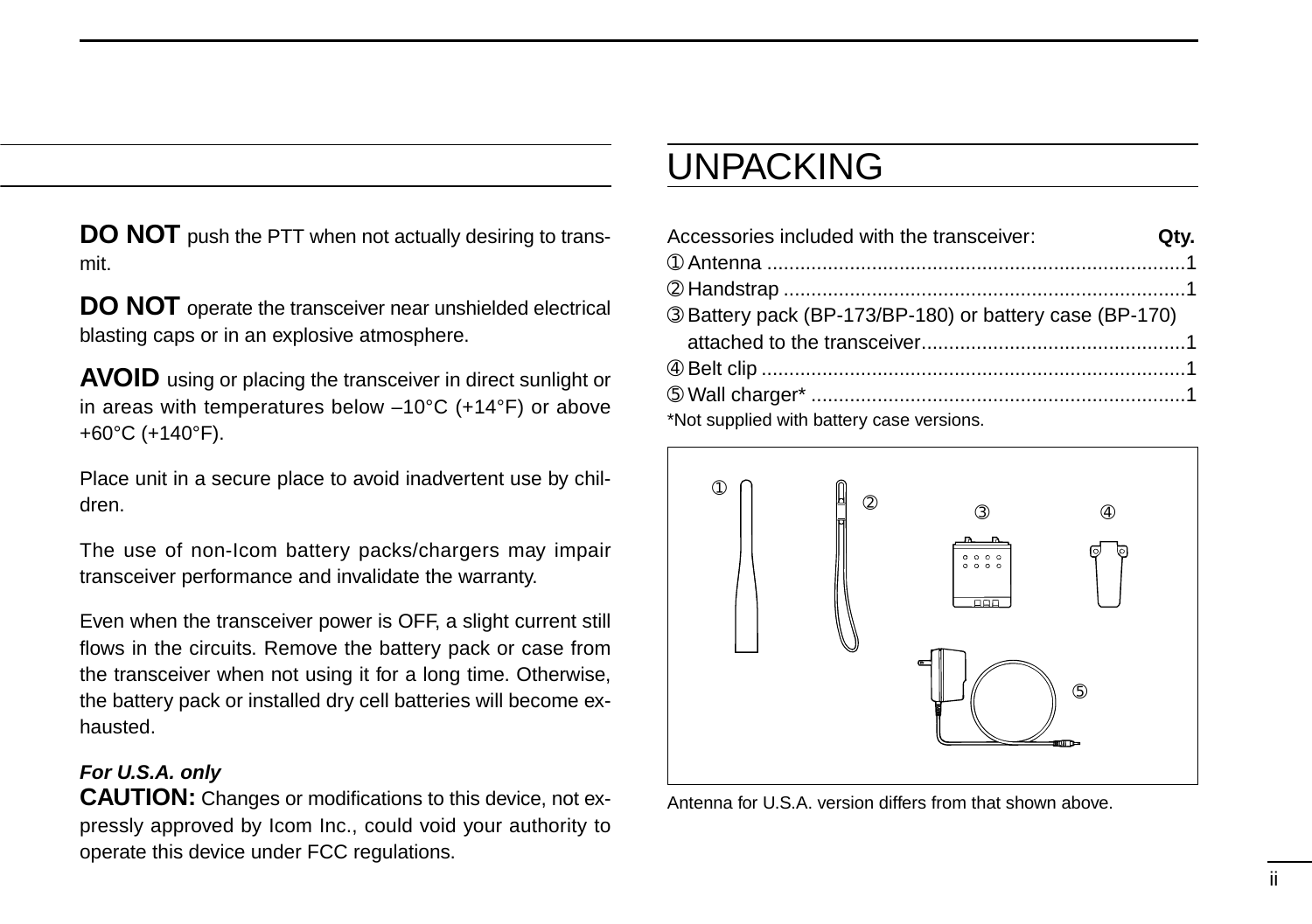**DO NOT** push the PTT when not actually desiring to transmit.

**DO NOT** operate the transceiver near unshielded electrical blasting caps or in an explosive atmosphere.

**AVOID** using or placing the transceiver in direct sunlight or in areas with temperatures below –10°C (+14°F) or above +60°C (+140°F).

Place unit in a secure place to avoid inadvertent use by children.

The use of non-Icom battery packs/chargers may impair transceiver performance and invalidate the warranty.

Even when the transceiver power is OFF, a slight current still flows in the circuits. Remove the battery pack or case from the transceiver when not using it for a long time. Otherwise, the battery pack or installed dry cell batteries will become exhausted.

***For U.S.A. only***

**CAUTION:** Changes or modifications to this device, not expressly approved by Icom Inc., could void your authority to operate this device under FCC regulations.

# UNPACKING

Accessories included with the transceiver: **Qty.**

① Antenna ........................................................................... 1
② Handstrap ........................................................................ 1
③ Battery pack (BP-173/BP-180) or battery case (BP-170) attached to the transceiver............................................... 1
④ Belt clip ............................................................................ 1
⑤ Wall charger* .................................................................... 1

*Not supplied with battery case versions.

Antenna for U.S.A. version differs from that shown above.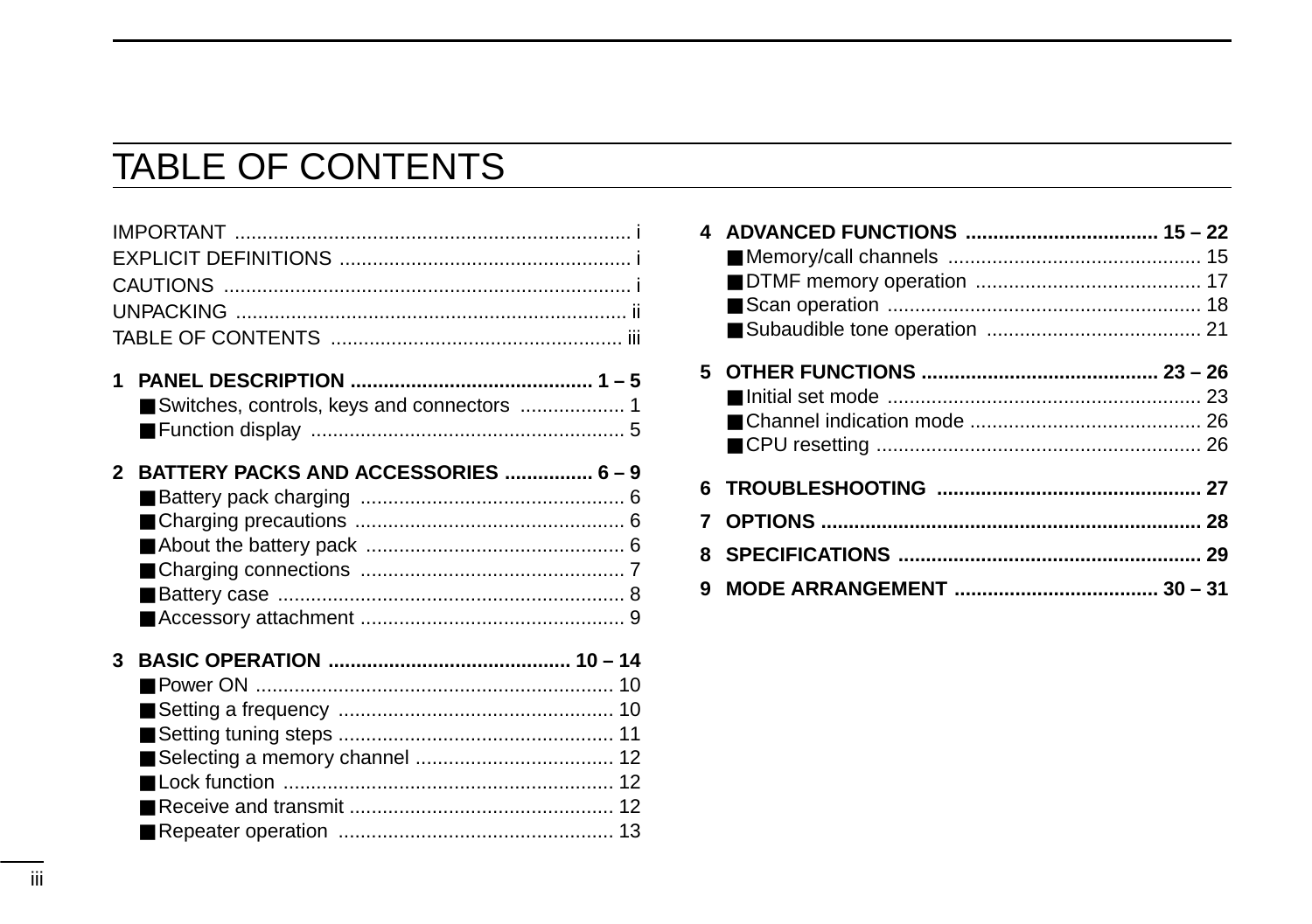# TABLE OF CONTENTS

IMPORTANT ........................................................................ i
EXPLICIT DEFINITIONS ..................................................... i
CAUTIONS .......................................................................... i
UNPACKING ....................................................................... ii
TABLE OF CONTENTS ..................................................... iii

**1 PANEL DESCRIPTION ............................................ 1 – 5**

- ■ Switches, controls, keys and connectors ................... 1
- ■ Function display ......................................................... 5

**2 BATTERY PACKS AND ACCESSORIES ................ 6 – 9**

- ■ Battery pack charging ................................................ 6
- ■ Charging precautions ................................................. 6
- ■ About the battery pack ............................................... 6
- ■ Charging connections ................................................ 7
- ■ Battery case ............................................................... 8
- ■ Accessory attachment ................................................ 9

**3 BASIC OPERATION ............................................ 10 – 14**

- ■ Power ON ................................................................. 10
- ■ Setting a frequency .................................................. 10
- ■ Setting tuning steps .................................................. 11
- ■ Selecting a memory channel .................................... 12
- ■ Lock function ............................................................ 12
- ■ Receive and transmit ................................................ 12
- ■ Repeater operation .................................................. 13

**4 ADVANCED FUNCTIONS .................................. 15 – 22**

- ■ Memory/call channels .............................................. 15
- ■ DTMF memory operation ......................................... 17
- ■ Scan operation ......................................................... 18
- ■ Subaudible tone operation ....................................... 21

**5 OTHER FUNCTIONS .......................................... 23 – 26**

- ■ Initial set mode ......................................................... 23
- ■ Channel indication mode .......................................... 26
- ■ CPU resetting ........................................................... 26

**6 TROUBLESHOOTING ............................................... 27**

**7 OPTIONS .................................................................... 28**

**8 SPECIFICATIONS ...................................................... 29**

**9 MODE ARRANGEMENT .................................... 30 – 31**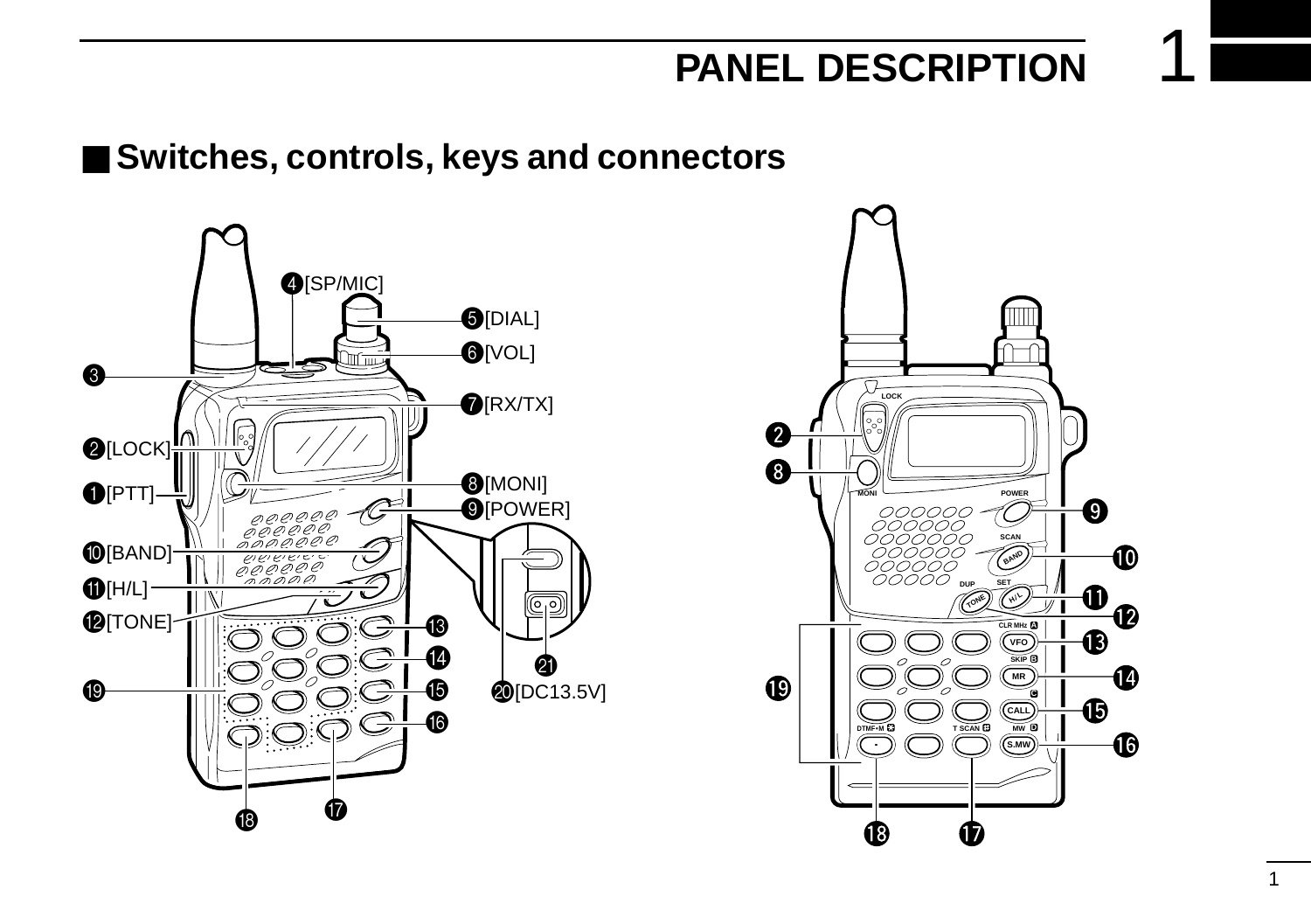# PANEL DESCRIPTION

## ■ Switches, controls, keys and connectors

❶[PTT]
❷[LOCK]
❸
❹[SP/MIC]
❺[DIAL]
❻[VOL]
❼[RX/TX]
❽[MONI]
❾[POWER]
❿[BAND]
⓫[H/L]
⓬[TONE]
⓭
⓮
⓯
⓰
⓱
⓲
⓳
⓴[DC13.5V]
㉑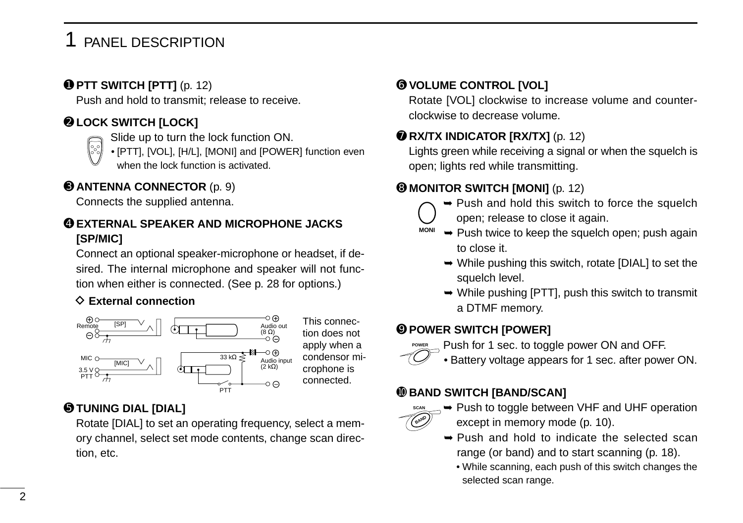# 1 PANEL DESCRIPTION

**❶ PTT SWITCH [PTT]** (p. 12)

Push and hold to transmit; release to receive.

**❷ LOCK SWITCH [LOCK]**

Slide up to turn the lock function ON.

- [PTT], [VOL], [H/L], [MONI] and [POWER] function even when the lock function is activated.

**❸ ANTENNA CONNECTOR** (p. 9)

Connects the supplied antenna.

**❹ EXTERNAL SPEAKER AND MICROPHONE JACKS [SP/MIC]**

Connect an optional speaker-microphone or headset, if desired. The internal microphone and speaker will not function when either is connected. (See p. 28 for options.)

**◇ External connection**

Remote [SP] ⊕ ⊖ — Audio out (8 Ω) ⊕ ⊖
MIC [MIC] 3.5 V PTT — 33 kΩ — Audio input (2 kΩ) ⊕ ⊖ — PTT

This connection does not apply when a condensor microphone is connected.

**❺ TUNING DIAL [DIAL]**

Rotate [DIAL] to set an operating frequency, select a memory channel, select set mode contents, change scan direction, etc.

**❻ VOLUME CONTROL [VOL]**

Rotate [VOL] clockwise to increase volume and counter-clockwise to decrease volume.

**❼ RX/TX INDICATOR [RX/TX]** (p. 12)

Lights green while receiving a signal or when the squelch is open; lights red while transmitting.

**❽ MONITOR SWITCH [MONI]** (p. 12)

MONI

- ➥ Push and hold this switch to force the squelch open; release to close it again.
- ➥ Push twice to keep the squelch open; push again to close it.
- ➥ While pushing this switch, rotate [DIAL] to set the squelch level.
- ➥ While pushing [PTT], push this switch to transmit a DTMF memory.

**❾ POWER SWITCH [POWER]**

POWER

Push for 1 sec. to toggle power ON and OFF.

- Battery voltage appears for 1 sec. after power ON.

**❿ BAND SWITCH [BAND/SCAN]**

SCAN BAND

- ➥ Push to toggle between VHF and UHF operation except in memory mode (p. 10).
- ➥ Push and hold to indicate the selected scan range (or band) and to start scanning (p. 18).
  - While scanning, each push of this switch changes the selected scan range.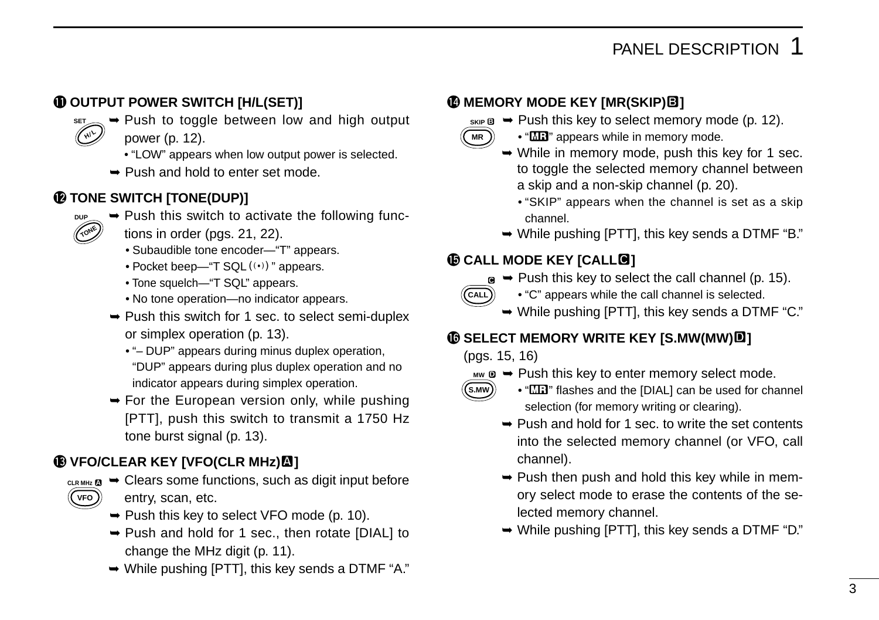### ⑪ OUTPUT POWER SWITCH [H/L(SET)]

SET H/L

➥ Push to toggle between low and high output power (p. 12).
- "LOW" appears when low output power is selected.

➥ Push and hold to enter set mode.

### ⑫ TONE SWITCH [TONE(DUP)]

DUP TONE

➥ Push this switch to activate the following functions in order (pgs. 21, 22).
- Subaudible tone encoder—"T" appears.
- Pocket beep—"T SQL ((•))" appears.
- Tone squelch—"T SQL" appears.
- No tone operation—no indicator appears.

➥ Push this switch for 1 sec. to select semi-duplex or simplex operation (p. 13).
- "– DUP" appears during minus duplex operation, "DUP" appears during plus duplex operation and no indicator appears during simplex operation.

➥ For the European version only, while pushing [PTT], push this switch to transmit a 1750 Hz tone burst signal (p. 13).

### ⑬ VFO/CLEAR KEY [VFO(CLR MHz)A]

CLR MHz A VFO

➥ Clears some functions, such as digit input before entry, scan, etc.

➥ Push this key to select VFO mode (p. 10).

➥ Push and hold for 1 sec., then rotate [DIAL] to change the MHz digit (p. 11).

➥ While pushing [PTT], this key sends a DTMF "A."

### ⑭ MEMORY MODE KEY [MR(SKIP)B]

SKIP B MR

➥ Push this key to select memory mode (p. 12).
- "MR" appears while in memory mode.

➥ While in memory mode, push this key for 1 sec. to toggle the selected memory channel between a skip and a non-skip channel (p. 20).
- "SKIP" appears when the channel is set as a skip channel.

➥ While pushing [PTT], this key sends a DTMF "B."

### ⑮ CALL MODE KEY [CALLC]

C CALL

➥ Push this key to select the call channel (p. 15).
- "C" appears while the call channel is selected.

➥ While pushing [PTT], this key sends a DTMF "C."

### ⑯ SELECT MEMORY WRITE KEY [S.MW(MW)D]

(pgs. 15, 16)

MW D S.MW

➥ Push this key to enter memory select mode.
- "MR" flashes and the [DIAL] can be used for channel selection (for memory writing or clearing).

➥ Push and hold for 1 sec. to write the set contents into the selected memory channel (or VFO, call channel).

➥ Push then push and hold this key while in memory select mode to erase the contents of the selected memory channel.

➥ While pushing [PTT], this key sends a DTMF "D."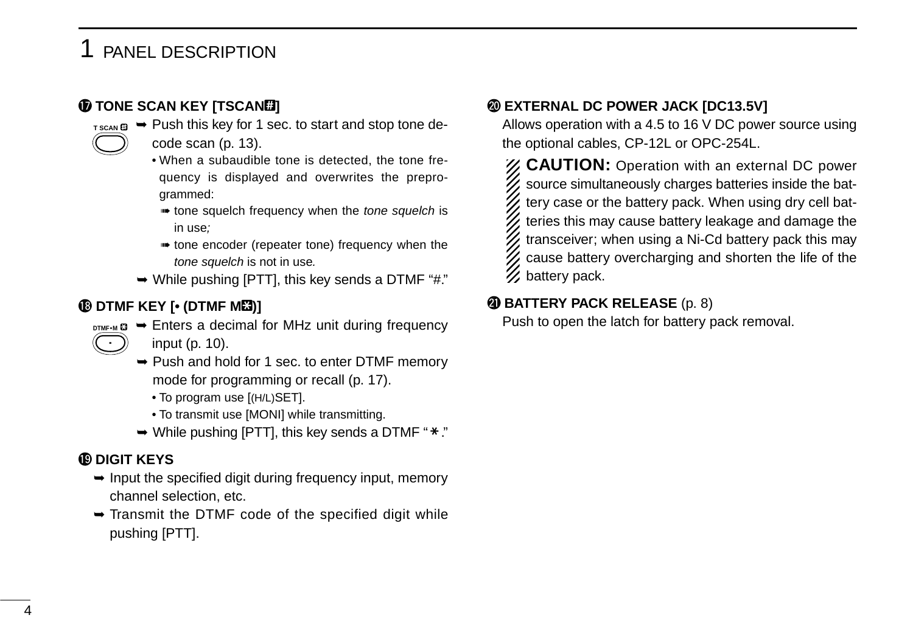## ⑰ TONE SCAN KEY [TSCAN#]

T SCAN #

➥ Push this key for 1 sec. to start and stop tone decode scan (p. 13).
- When a subaudible tone is detected, the tone frequency is displayed and overwrites the preprogrammed:
  - ➠ tone squelch frequency when the *tone squelch* is in use*;*
  - ➠ tone encoder (repeater tone) frequency when the *tone squelch* is not in use*.*

➥ While pushing [PTT], this key sends a DTMF "#."

## ⑱ DTMF KEY [• (DTMF M*)]

DTMF•M *

➥ Enters a decimal for MHz unit during frequency input (p. 10).

➥ Push and hold for 1 sec. to enter DTMF memory mode for programming or recall (p. 17).
- To program use [(H/L)SET].
- To transmit use [MONI] while transmitting.

➥ While pushing [PTT], this key sends a DTMF "*."

## ⑲ DIGIT KEYS

➥ Input the specified digit during frequency input, memory channel selection, etc.

➥ Transmit the DTMF code of the specified digit while pushing [PTT].

## ⑳ EXTERNAL DC POWER JACK [DC13.5V]

Allows operation with a 4.5 to 16 V DC power source using the optional cables, CP-12L or OPC-254L.

**CAUTION:** Operation with an external DC power source simultaneously charges batteries inside the battery case or the battery pack. When using dry cell batteries this may cause battery leakage and damage the transceiver; when using a Ni-Cd battery pack this may cause battery overcharging and shorten the life of the battery pack.

## ㉑ BATTERY PACK RELEASE (p. 8)

Push to open the latch for battery pack removal.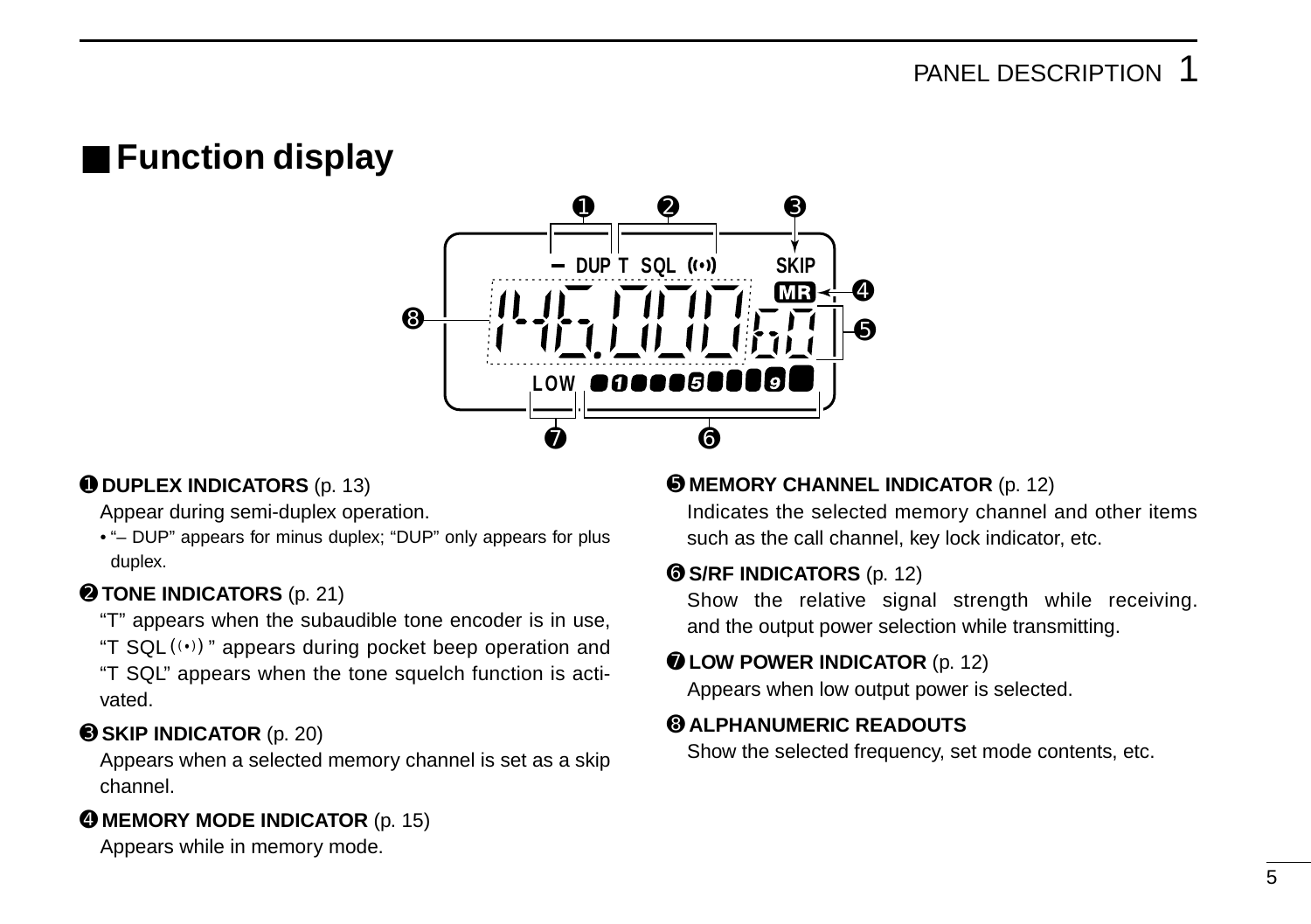## ■ Function display

❶ **DUPLEX INDICATORS** (p. 13)

Appear during semi-duplex operation.

- "– DUP" appears for minus duplex; "DUP" only appears for plus duplex.

❷ **TONE INDICATORS** (p. 21)

"T" appears when the subaudible tone encoder is in use, "T SQL ((•))" appears during pocket beep operation and "T SQL" appears when the tone squelch function is activated.

❸ **SKIP INDICATOR** (p. 20)

Appears when a selected memory channel is set as a skip channel.

❹ **MEMORY MODE INDICATOR** (p. 15)

Appears while in memory mode.

❺ **MEMORY CHANNEL INDICATOR** (p. 12)

Indicates the selected memory channel and other items such as the call channel, key lock indicator, etc.

❻ **S/RF INDICATORS** (p. 12)

Show the relative signal strength while receiving. and the output power selection while transmitting.

❼ **LOW POWER INDICATOR** (p. 12)

Appears when low output power is selected.

❽ **ALPHANUMERIC READOUTS**

Show the selected frequency, set mode contents, etc.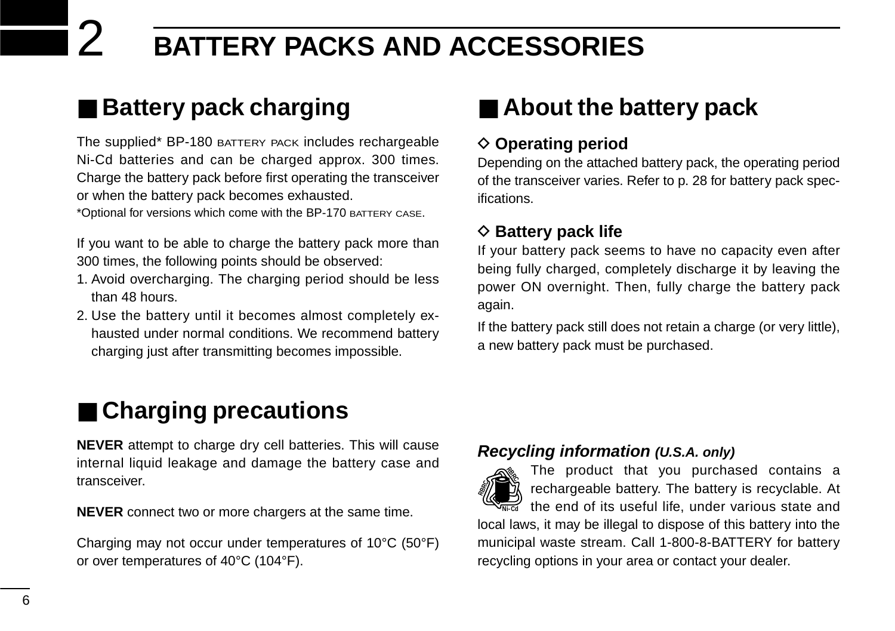# 2 BATTERY PACKS AND ACCESSORIES

## ■ Battery pack charging

The supplied* BP-180 BATTERY PACK includes rechargeable Ni-Cd batteries and can be charged approx. 300 times. Charge the battery pack before first operating the transceiver or when the battery pack becomes exhausted.

*Optional for versions which come with the BP-170 BATTERY CASE.

If you want to be able to charge the battery pack more than 300 times, the following points should be observed:

1. Avoid overcharging. The charging period should be less than 48 hours.
2. Use the battery until it becomes almost completely exhausted under normal conditions. We recommend battery charging just after transmitting becomes impossible.

## ■ Charging precautions

**NEVER** attempt to charge dry cell batteries. This will cause internal liquid leakage and damage the battery case and transceiver.

**NEVER** connect two or more chargers at the same time.

Charging may not occur under temperatures of 10°C (50°F) or over temperatures of 40°C (104°F).

## ■ About the battery pack

### ◇ Operating period

Depending on the attached battery pack, the operating period of the transceiver varies. Refer to p. 28 for battery pack specifications.

### ◇ Battery pack life

If your battery pack seems to have no capacity even after being fully charged, completely discharge it by leaving the power ON overnight. Then, fully charge the battery pack again.

If the battery pack still does not retain a charge (or very little), a new battery pack must be purchased.

***Recycling information** (U.S.A. only)*

The product that you purchased contains a rechargeable battery. The battery is recyclable. At the end of its useful life, under various state and local laws, it may be illegal to dispose of this battery into the municipal waste stream. Call 1-800-8-BATTERY for battery recycling options in your area or contact your dealer.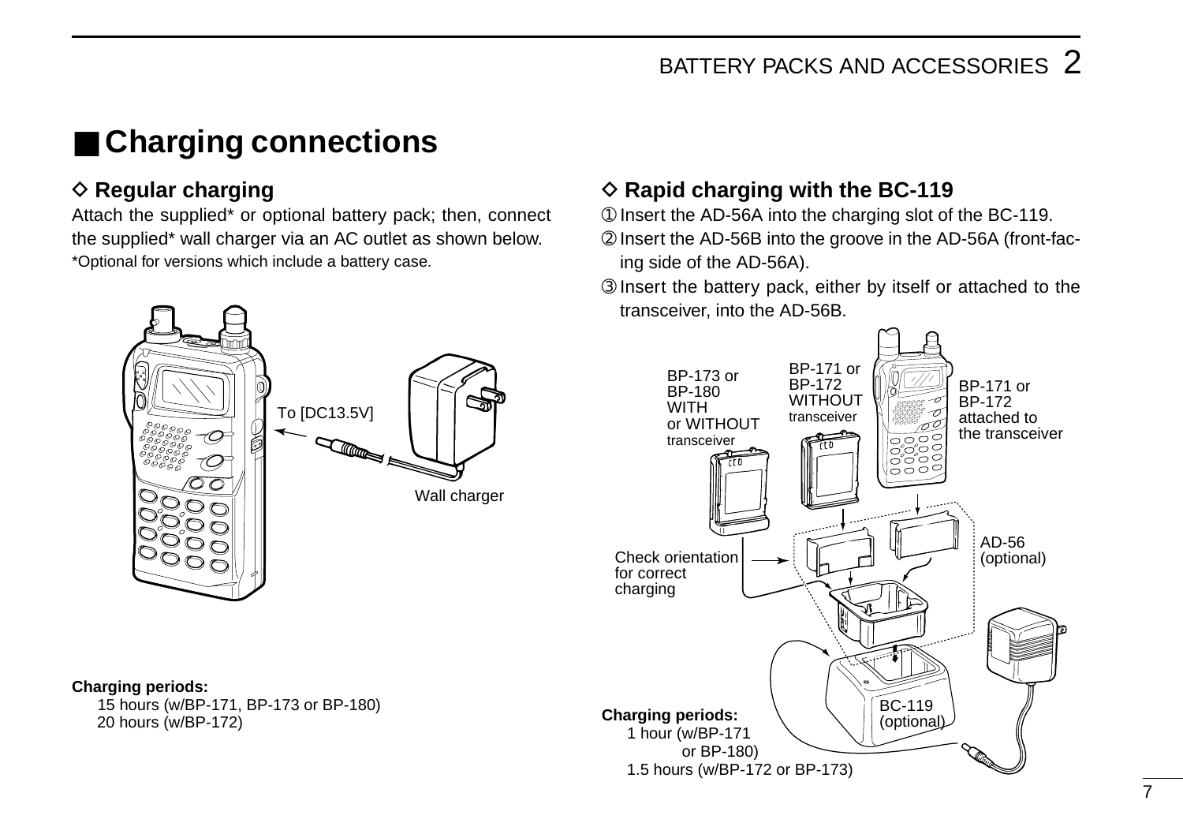## ■ Charging connections

### ◇ Regular charging

Attach the supplied* or optional battery pack; then, connect the supplied* wall charger via an AC outlet as shown below.

*Optional for versions which include a battery case.

To [DC13.5V]

Wall charger

**Charging periods:**

15 hours (w/BP-171, BP-173 or BP-180)
20 hours (w/BP-172)

### ◇ Rapid charging with the BC-119

① Insert the AD-56A into the charging slot of the BC-119.

② Insert the AD-56B into the groove in the AD-56A (front-facing side of the AD-56A).

③ Insert the battery pack, either by itself or attached to the transceiver, into the AD-56B.

BP-173 or BP-180 WITH or WITHOUT transceiver

BP-171 or BP-172 WITHOUT transceiver

BP-171 or BP-172 attached to the transceiver

Check orientation for correct charging

AD-56 (optional)

BC-119 (optional)

**Charging periods:**

1 hour (w/BP-171 or BP-180)
1.5 hours (w/BP-172 or BP-173)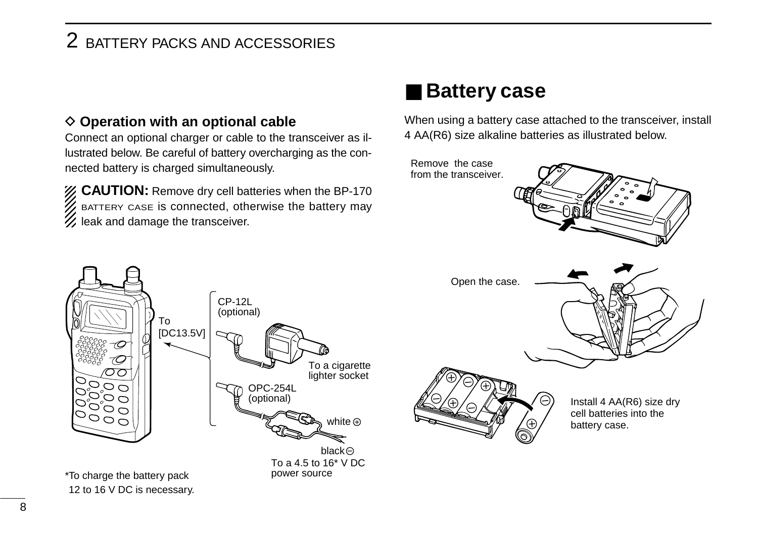## 2 BATTERY PACKS AND ACCESSORIES

### ◇ Operation with an optional cable

Connect an optional charger or cable to the transceiver as illustrated below. Be careful of battery overcharging as the connected battery is charged simultaneously.

**CAUTION:** Remove dry cell batteries when the BP-170 BATTERY CASE is connected, otherwise the battery may leak and damage the transceiver.

To [DC13.5V]

CP-12L (optional)

To a cigarette lighter socket

OPC-254L (optional)

white ⊕

black ⊖

To a 4.5 to 16* V DC power source

*To charge the battery pack 12 to 16 V DC is necessary.

## ■ Battery case

When using a battery case attached to the transceiver, install 4 AA(R6) size alkaline batteries as illustrated below.

Remove the case from the transceiver.

Open the case.

Install 4 AA(R6) size dry cell batteries into the battery case.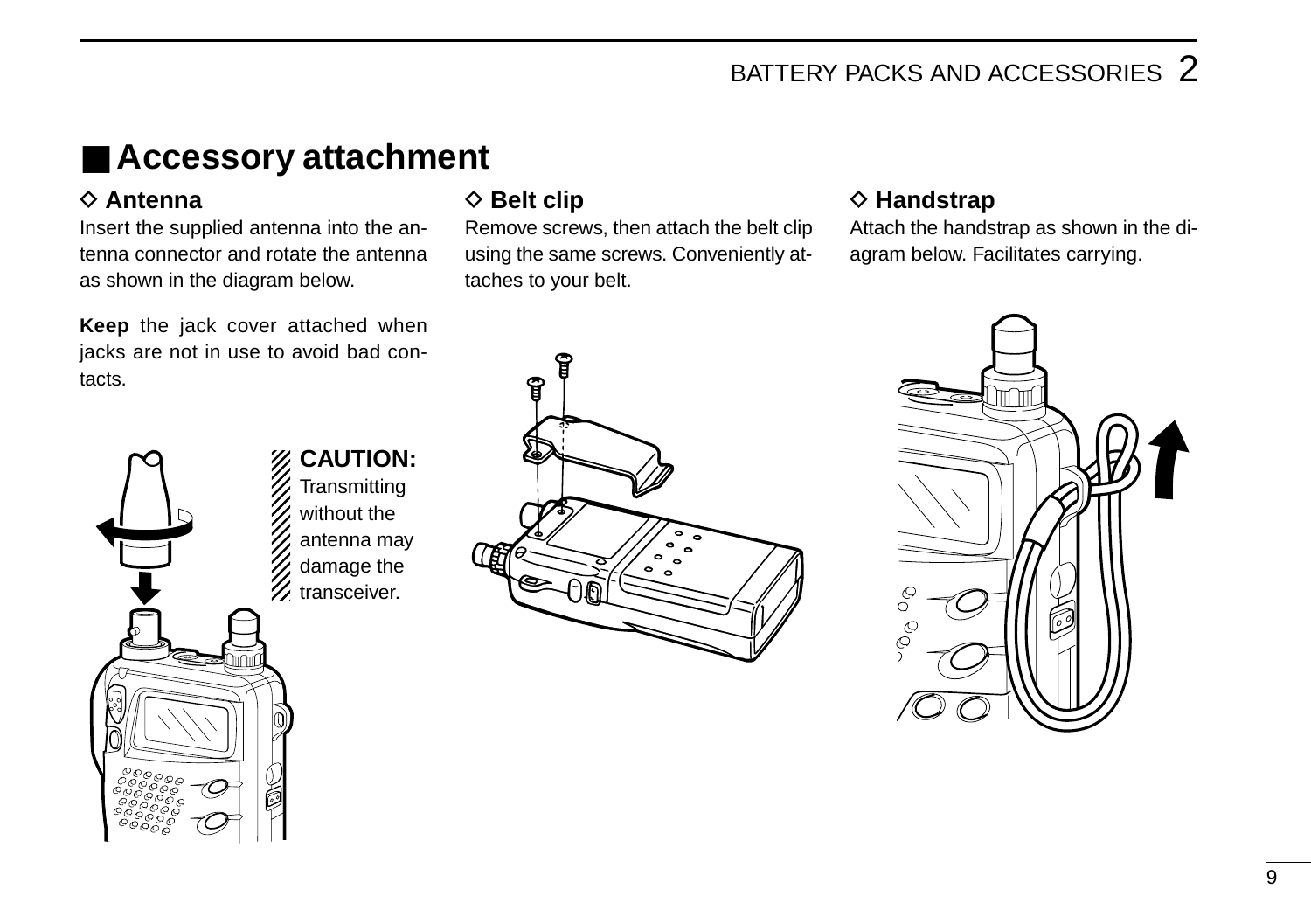## ■ Accessory attachment

### ◊ Antenna

Insert the supplied antenna into the antenna connector and rotate the antenna as shown in the diagram below.

**Keep** the jack cover attached when jacks are not in use to avoid bad contacts.

**CAUTION:** Transmitting without the antenna may damage the transceiver.

### ◊ Belt clip

Remove screws, then attach the belt clip using the same screws. Conveniently attaches to your belt.

### ◊ Handstrap

Attach the handstrap as shown in the diagram below. Facilitates carrying.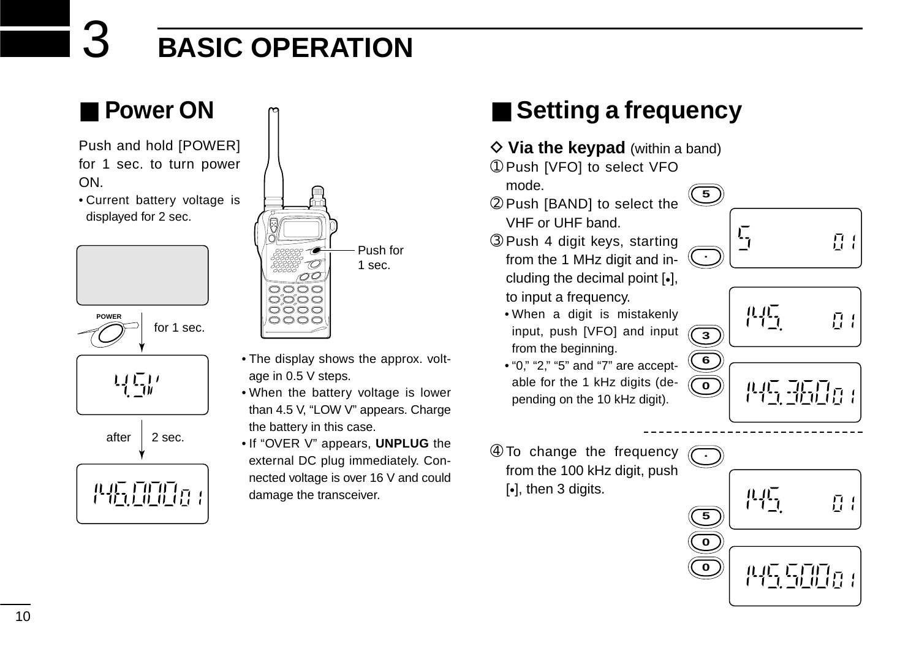# 3 BASIC OPERATION

## ■ Power ON

Push and hold [POWER] for 1 sec. to turn power ON.

- Current battery voltage is displayed for 2 sec.

POWER

for 1 sec.

after 2 sec.

Push for 1 sec.

- The display shows the approx. voltage in 0.5 V steps.
- When the battery voltage is lower than 4.5 V, "LOW V" appears. Charge the battery in this case.
- If "OVER V" appears, **UNPLUG** the external DC plug immediately. Connected voltage is over 16 V and could damage the transceiver.

## ■ Setting a frequency

### ◇ Via the keypad (within a band)

① Push [VFO] to select VFO mode.

② Push [BAND] to select the VHF or UHF band.

③ Push 4 digit keys, starting from the 1 MHz digit and including the decimal point [•], to input a frequency.

- When a digit is mistakenly input, push [VFO] and input from the beginning.
- "0," "2," "5" and "7" are acceptable for the 1 kHz digits (depending on the 10 kHz digit).

④ To change the frequency from the 100 kHz digit, push [•], then 3 digits.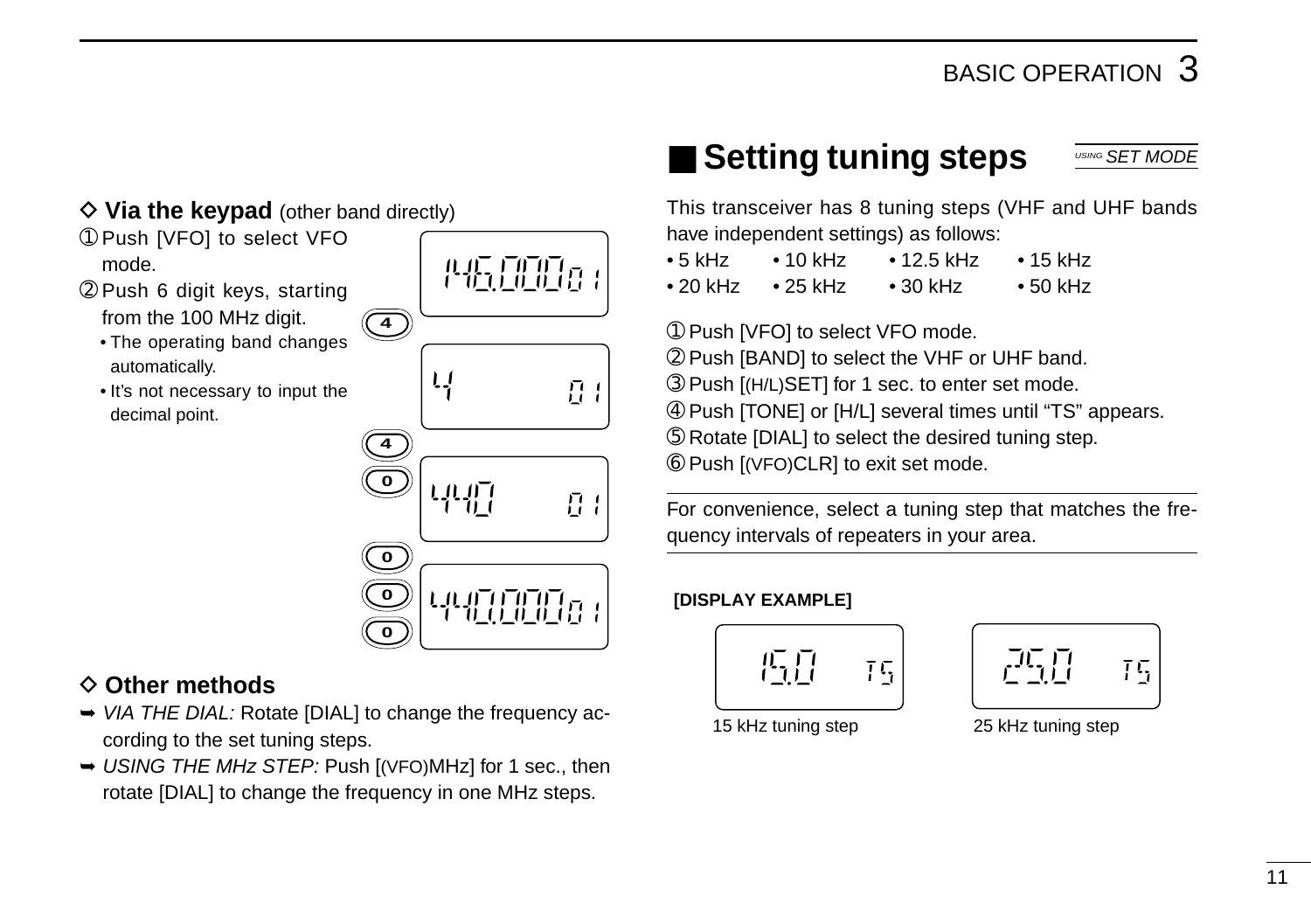### ◇ Via the keypad (other band directly)

① Push [VFO] to select VFO mode.

② Push 6 digit keys, starting from the 100 MHz digit.

- The operating band changes automatically.
- It's not necessary to input the decimal point.

### ◇ Other methods

➥ *VIA THE DIAL:* Rotate [DIAL] to change the frequency according to the set tuning steps.

➥ *USING THE MHz STEP:* Push [(VFO)MHz] for 1 sec., then rotate [DIAL] to change the frequency in one MHz steps.

## ■ Setting tuning steps

*USING SET MODE*

This transceiver has 8 tuning steps (VHF and UHF bands have independent settings) as follows:

- 5 kHz
- 10 kHz
- 12.5 kHz
- 15 kHz
- 20 kHz
- 25 kHz
- 30 kHz
- 50 kHz

① Push [VFO] to select VFO mode.

② Push [BAND] to select the VHF or UHF band.

③ Push [(H/L)SET] for 1 sec. to enter set mode.

④ Push [TONE] or [H/L] several times until "TS" appears.

⑤ Rotate [DIAL] to select the desired tuning step.

⑥ Push [(VFO)CLR] to exit set mode.

For convenience, select a tuning step that matches the frequency intervals of repeaters in your area.

**[DISPLAY EXAMPLE]**

15 kHz tuning step

25 kHz tuning step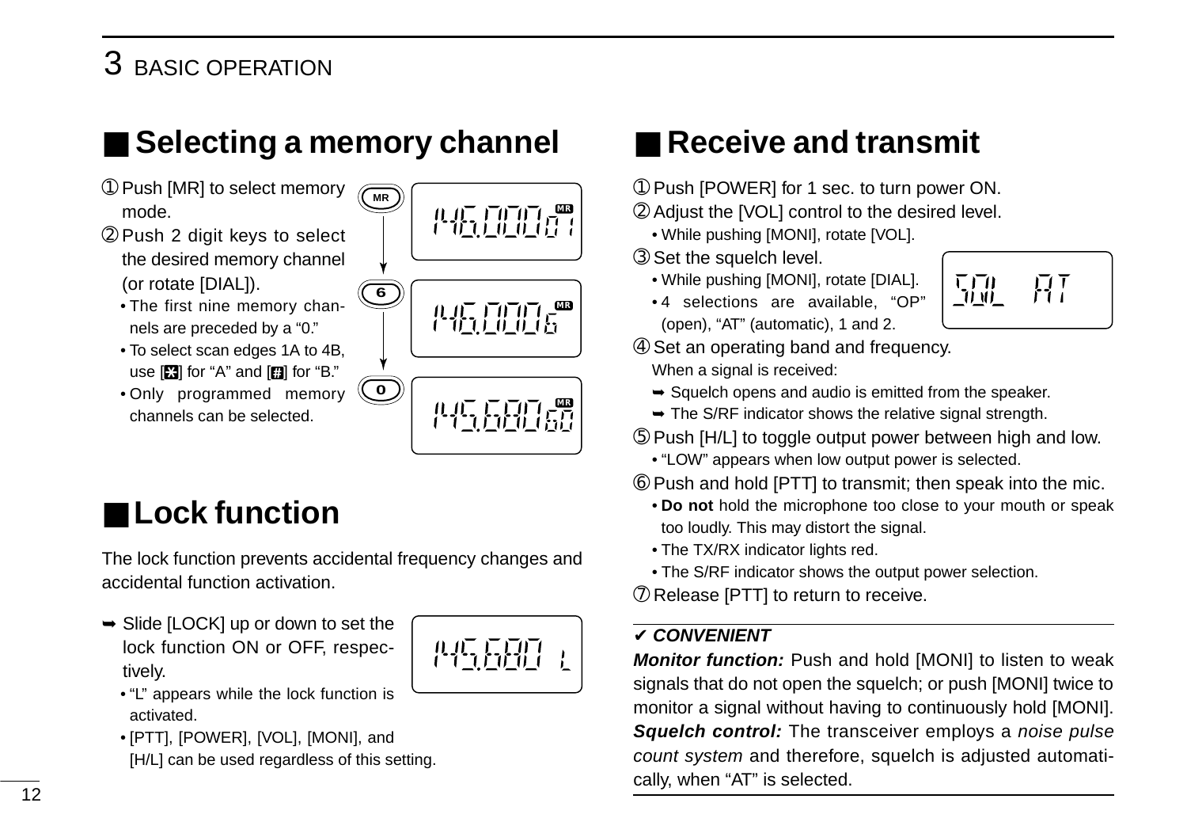## Selecting a memory channel

① Push [MR] to select memory mode.

② Push 2 digit keys to select the desired memory channel (or rotate [DIAL]).
- The first nine memory channels are preceded by a "0."
- To select scan edges 1A to 4B, use [✱] for "A" and [#] for "B."
- Only programmed memory channels can be selected.

## Lock function

The lock function prevents accidental frequency changes and accidental function activation.

➥ Slide [LOCK] up or down to set the lock function ON or OFF, respectively.
- "L" appears while the lock function is activated.
- [PTT], [POWER], [VOL], [MONI], and [H/L] can be used regardless of this setting.

## Receive and transmit

① Push [POWER] for 1 sec. to turn power ON.

② Adjust the [VOL] control to the desired level.
- While pushing [MONI], rotate [VOL].

③ Set the squelch level.
- While pushing [MONI], rotate [DIAL].
- 4 selections are available, "OP" (open), "AT" (automatic), 1 and 2.

④ Set an operating band and frequency.

When a signal is received:

➥ Squelch opens and audio is emitted from the speaker.

➥ The S/RF indicator shows the relative signal strength.

⑤ Push [H/L] to toggle output power between high and low.
- "LOW" appears when low output power is selected.

⑥ Push and hold [PTT] to transmit; then speak into the mic.
- **Do not** hold the microphone too close to your mouth or speak too loudly. This may distort the signal.
- The TX/RX indicator lights red.
- The S/RF indicator shows the output power selection.

⑦ Release [PTT] to return to receive.

✔ ***CONVENIENT***

***Monitor function:*** Push and hold [MONI] to listen to weak signals that do not open the squelch; or push [MONI] twice to monitor a signal without having to continuously hold [MONI].

***Squelch control:*** The transceiver employs a *noise pulse count system* and therefore, squelch is adjusted automatically, when "AT" is selected.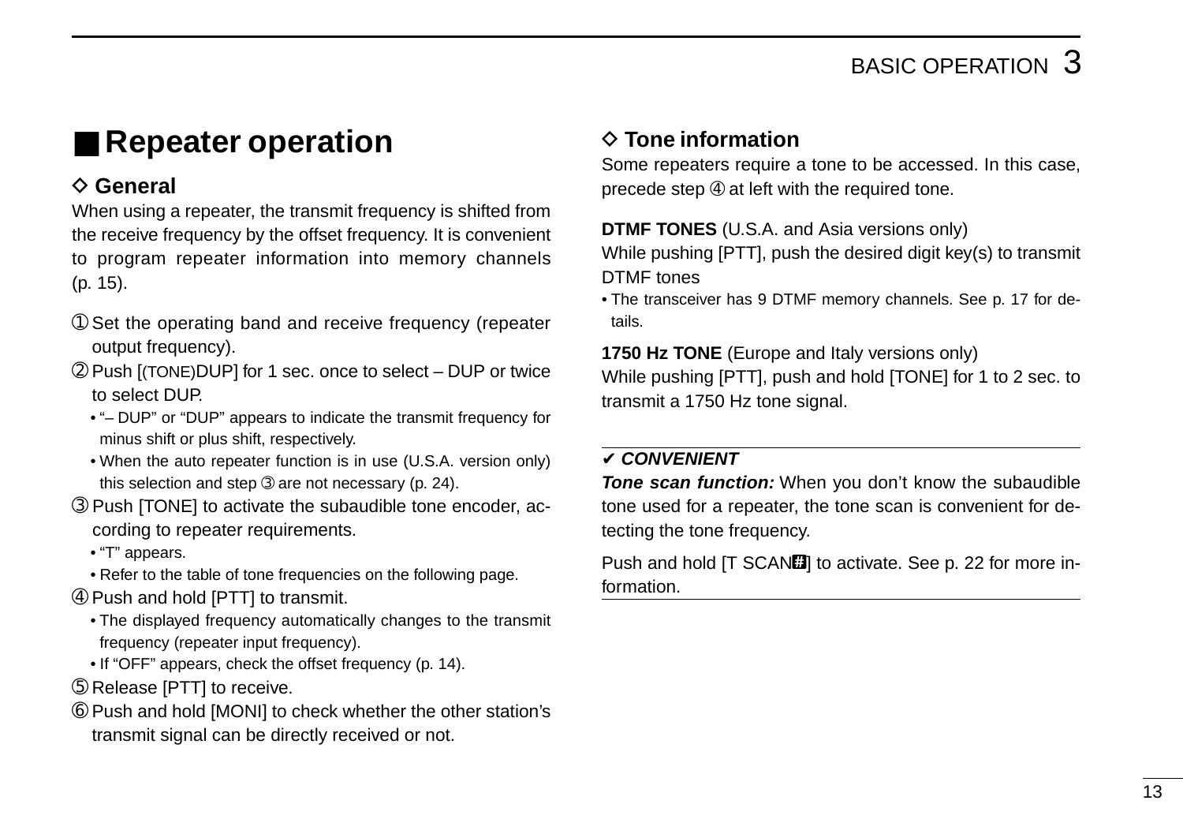## ■ Repeater operation

### ◇ General

When using a repeater, the transmit frequency is shifted from the receive frequency by the offset frequency. It is convenient to program repeater information into memory channels (p. 15).

① Set the operating band and receive frequency (repeater output frequency).

② Push [(TONE)DUP] for 1 sec. once to select – DUP or twice to select DUP.
- "– DUP" or "DUP" appears to indicate the transmit frequency for minus shift or plus shift, respectively.
- When the auto repeater function is in use (U.S.A. version only) this selection and step ③ are not necessary (p. 24).

③ Push [TONE] to activate the subaudible tone encoder, according to repeater requirements.
- "T" appears.
- Refer to the table of tone frequencies on the following page.

④ Push and hold [PTT] to transmit.
- The displayed frequency automatically changes to the transmit frequency (repeater input frequency).
- If "OFF" appears, check the offset frequency (p. 14).

⑤ Release [PTT] to receive.

⑥ Push and hold [MONI] to check whether the other station's transmit signal can be directly received or not.

### ◇ Tone information

Some repeaters require a tone to be accessed. In this case, precede step ④ at left with the required tone.

**DTMF TONES** (U.S.A. and Asia versions only)
While pushing [PTT], push the desired digit key(s) to transmit DTMF tones
- The transceiver has 9 DTMF memory channels. See p. 17 for details.

**1750 Hz TONE** (Europe and Italy versions only)
While pushing [PTT], push and hold [TONE] for 1 to 2 sec. to transmit a 1750 Hz tone signal.

---

✔ ***CONVENIENT***

***Tone scan function:*** When you don't know the subaudible tone used for a repeater, the tone scan is convenient for detecting the tone frequency.

Push and hold [T SCAN#] to activate. See p. 22 for more information.

---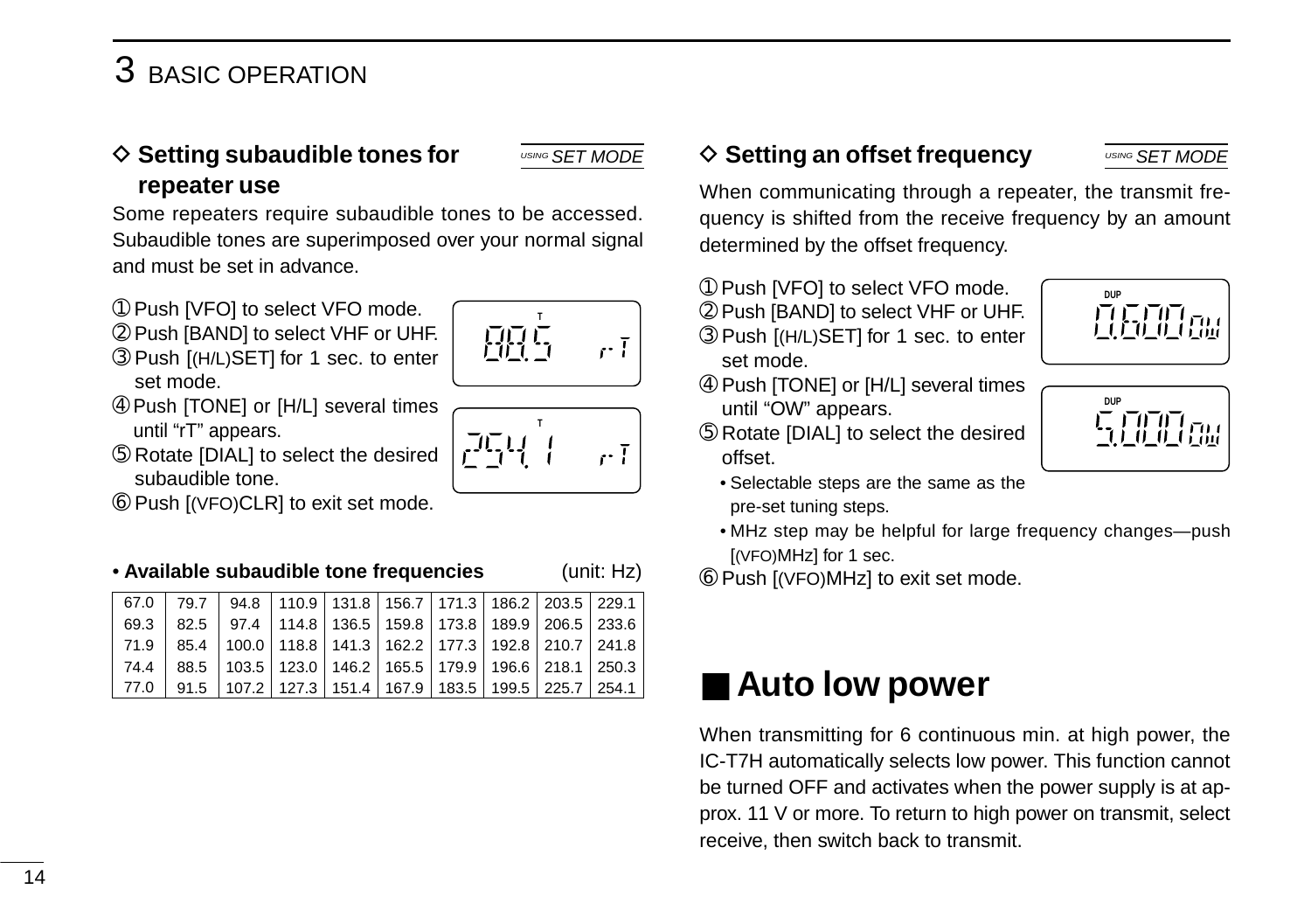# 3 BASIC OPERATION

### ◇ Setting subaudible tones for repeater use

*USING SET MODE*

Some repeaters require subaudible tones to be accessed. Subaudible tones are superimposed over your normal signal and must be set in advance.

① Push [VFO] to select VFO mode.
② Push [BAND] to select VHF or UHF.
③ Push [(H/L)SET] for 1 sec. to enter set mode.
④ Push [TONE] or [H/L] several times until “rT” appears.
⑤ Rotate [DIAL] to select the desired subaudible tone.
⑥ Push [(VFO)CLR] to exit set mode.

**• Available subaudible tone frequencies** (unit: Hz)

| | | | | | | | | | |
|---|---|---|---|---|---|---|---|---|---|
| 67.0 | 79.7 | 94.8 | 110.9 | 131.8 | 156.7 | 171.3 | 186.2 | 203.5 | 229.1 |
| 69.3 | 82.5 | 97.4 | 114.8 | 136.5 | 159.8 | 173.8 | 189.9 | 206.5 | 233.6 |
| 71.9 | 85.4 | 100.0 | 118.8 | 141.3 | 162.2 | 177.3 | 192.8 | 210.7 | 241.8 |
| 74.4 | 88.5 | 103.5 | 123.0 | 146.2 | 165.5 | 179.9 | 196.6 | 218.1 | 250.3 |
| 77.0 | 91.5 | 107.2 | 127.3 | 151.4 | 167.9 | 183.5 | 199.5 | 225.7 | 254.1 |

### ◇ Setting an offset frequency

*USING SET MODE*

When communicating through a repeater, the transmit frequency is shifted from the receive frequency by an amount determined by the offset frequency.

① Push [VFO] to select VFO mode.
② Push [BAND] to select VHF or UHF.
③ Push [(H/L)SET] for 1 sec. to enter set mode.
④ Push [TONE] or [H/L] several times until “OW” appears.
⑤ Rotate [DIAL] to select the desired offset.
  • Selectable steps are the same as the pre-set tuning steps.
  • MHz step may be helpful for large frequency changes—push [(VFO)MHz] for 1 sec.
⑥ Push [(VFO)MHz] to exit set mode.

## ■ Auto low power

When transmitting for 6 continuous min. at high power, the IC-T7H automatically selects low power. This function cannot be turned OFF and activates when the power supply is at approx. 11 V or more. To return to high power on transmit, select receive, then switch back to transmit.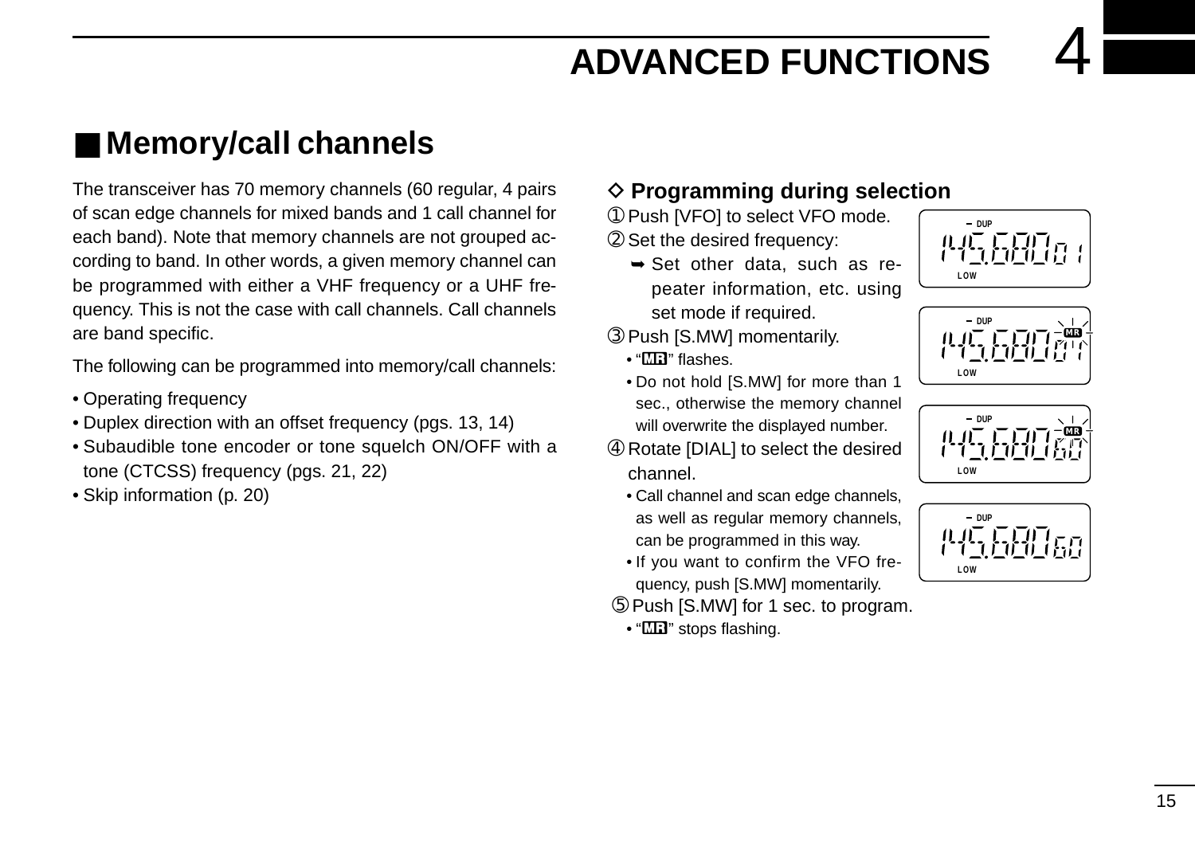## ■ Memory/call channels

The transceiver has 70 memory channels (60 regular, 4 pairs of scan edge channels for mixed bands and 1 call channel for each band). Note that memory channels are not grouped according to band. In other words, a given memory channel can be programmed with either a VHF frequency or a UHF frequency. This is not the case with call channels. Call channels are band specific.

The following can be programmed into memory/call channels:

- Operating frequency
- Duplex direction with an offset frequency (pgs. 13, 14)
- Subaudible tone encoder or tone squelch ON/OFF with a tone (CTCSS) frequency (pgs. 21, 22)
- Skip information (p. 20)

### ◇ Programming during selection

① Push [VFO] to select VFO mode.

② Set the desired frequency:

➥ Set other data, such as repeater information, etc. using set mode if required.

③ Push [S.MW] momentarily.

- “MR” flashes.
- Do not hold [S.MW] for more than 1 sec., otherwise the memory channel will overwrite the displayed number.

④ Rotate [DIAL] to select the desired channel.

- Call channel and scan edge channels, as well as regular memory channels, can be programmed in this way.
- If you want to confirm the VFO frequency, push [S.MW] momentarily.

⑤ Push [S.MW] for 1 sec. to program.

- “MR” stops flashing.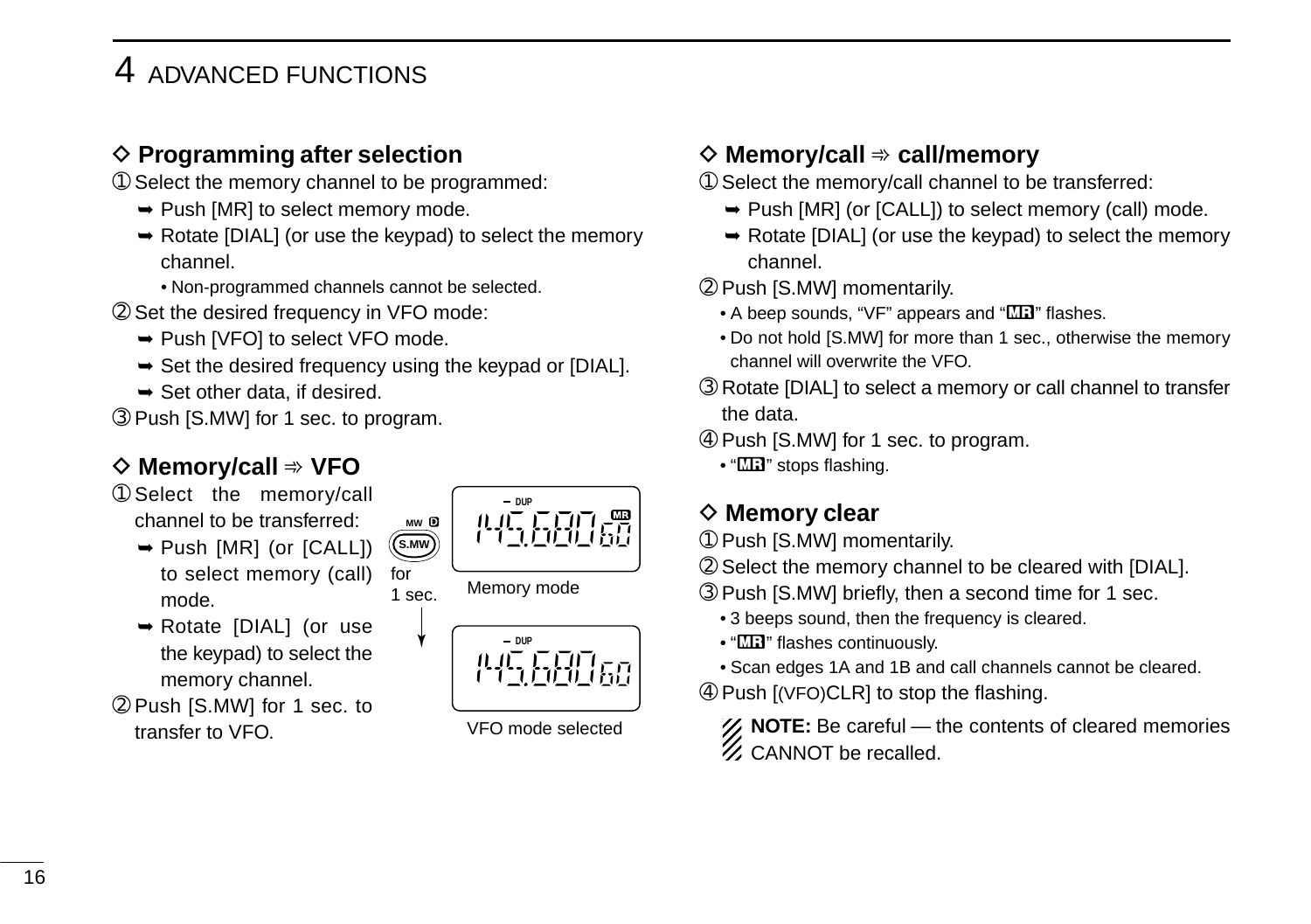# 4 ADVANCED FUNCTIONS

### ◇ Programming after selection

① Select the memory channel to be programmed:
- ➥ Push [MR] to select memory mode.
- ➥ Rotate [DIAL] (or use the keypad) to select the memory channel.
  - • Non-programmed channels cannot be selected.

② Set the desired frequency in VFO mode:
- ➥ Push [VFO] to select VFO mode.
- ➥ Set the desired frequency using the keypad or [DIAL].
- ➥ Set other data, if desired.

③ Push [S.MW] for 1 sec. to program.

### ◇ Memory/call ⇛ VFO

① Select the memory/call channel to be transferred:
- ➥ Push [MR] (or [CALL]) to select memory (call) mode.
- ➥ Rotate [DIAL] (or use the keypad) to select the memory channel.

② Push [S.MW] for 1 sec. to transfer to VFO.

MW D S.MW for 1 sec.

DUP 145.680 60 MR

Memory mode

DUP 145.680 60

VFO mode selected

### ◇ Memory/call ⇛ call/memory

① Select the memory/call channel to be transferred:
- ➥ Push [MR] (or [CALL]) to select memory (call) mode.
- ➥ Rotate [DIAL] (or use the keypad) to select the memory channel.

② Push [S.MW] momentarily.
- • A beep sounds, "VF" appears and "MR" flashes.
- • Do not hold [S.MW] for more than 1 sec., otherwise the memory channel will overwrite the VFO.

③ Rotate [DIAL] to select a memory or call channel to transfer the data.

④ Push [S.MW] for 1 sec. to program.
- • "MR" stops flashing.

### ◇ Memory clear

① Push [S.MW] momentarily.

② Select the memory channel to be cleared with [DIAL].

③ Push [S.MW] briefly, then a second time for 1 sec.
- • 3 beeps sound, then the frequency is cleared.
- • "MR" flashes continuously.
- • Scan edges 1A and 1B and call channels cannot be cleared.

④ Push [(VFO)CLR] to stop the flashing.

**NOTE:** Be careful — the contents of cleared memories CANNOT be recalled.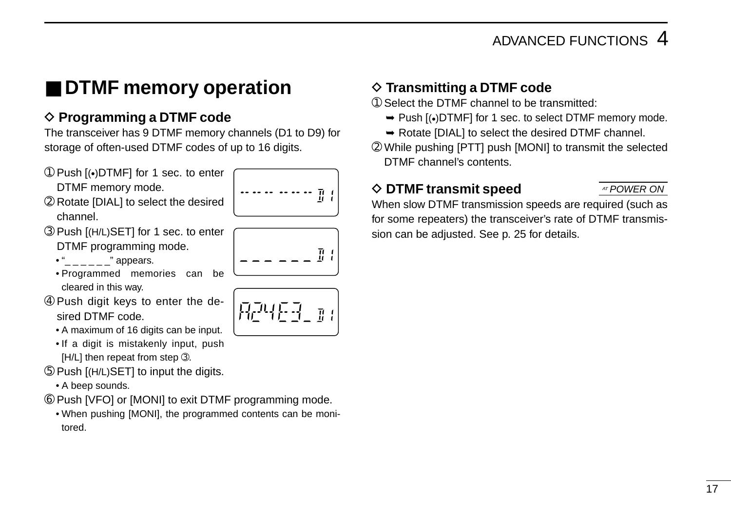## ■ DTMF memory operation

### ◇ Programming a DTMF code

The transceiver has 9 DTMF memory channels (D1 to D9) for storage of often-used DTMF codes of up to 16 digits.

① Push [(•)DTMF] for 1 sec. to enter DTMF memory mode.

② Rotate [DIAL] to select the desired channel.

③ Push [(H/L)SET] for 1 sec. to enter DTMF programming mode.
- "_ _ _ _ _ _" appears.
- Programmed memories can be cleared in this way.

④ Push digit keys to enter the desired DTMF code.
- A maximum of 16 digits can be input.
- If a digit is mistakenly input, push [H/L] then repeat from step ③.

⑤ Push [(H/L)SET] to input the digits.
- A beep sounds.

⑥ Push [VFO] or [MONI] to exit DTMF programming mode.
- When pushing [MONI], the programmed contents can be monitored.

### ◇ Transmitting a DTMF code

① Select the DTMF channel to be transmitted:
- ➥ Push [(•)DTMF] for 1 sec. to select DTMF memory mode.
- ➥ Rotate [DIAL] to select the desired DTMF channel.

② While pushing [PTT] push [MONI] to transmit the selected DTMF channel's contents.

### ◇ DTMF transmit speed

*AT POWER ON*

When slow DTMF transmission speeds are required (such as for some repeaters) the transceiver's rate of DTMF transmission can be adjusted. See p. 25 for details.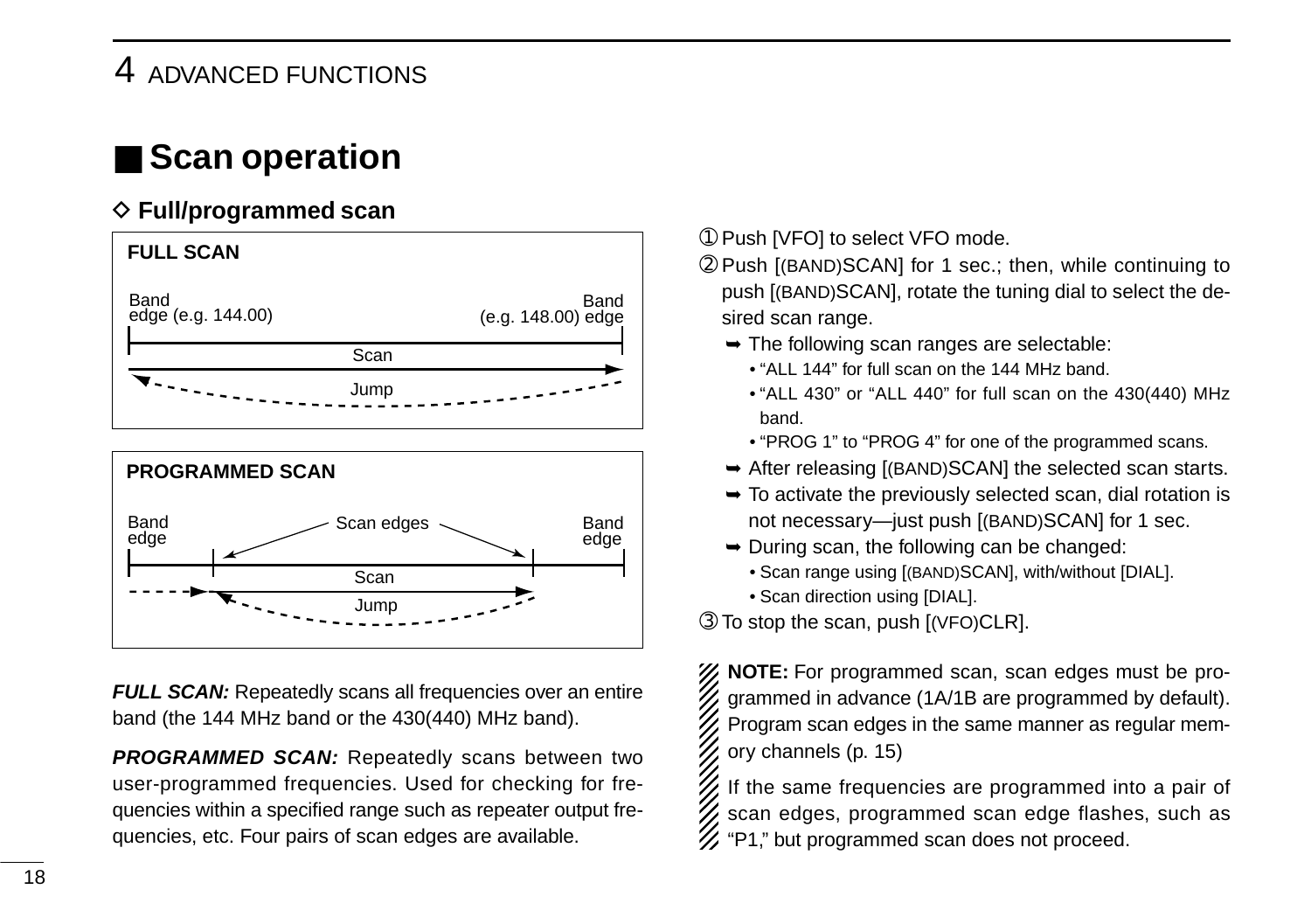## ■ Scan operation

### ◇ Full/programmed scan

**FULL SCAN**

Band edge (e.g. 144.00) — Band (e.g. 148.00) edge

Scan

Jump

**PROGRAMMED SCAN**

Band edge — Scan edges — Band edge

Scan

Jump

***FULL SCAN:*** Repeatedly scans all frequencies over an entire band (the 144 MHz band or the 430(440) MHz band).

***PROGRAMMED SCAN:*** Repeatedly scans between two user-programmed frequencies. Used for checking for frequencies within a specified range such as repeater output frequencies, etc. Four pairs of scan edges are available.

① Push [VFO] to select VFO mode.

② Push [(BAND)SCAN] for 1 sec.; then, while continuing to push [(BAND)SCAN], rotate the tuning dial to select the desired scan range.

- ➥ The following scan ranges are selectable:
  - "ALL 144" for full scan on the 144 MHz band.
  - "ALL 430" or "ALL 440" for full scan on the 430(440) MHz band.
  - "PROG 1" to "PROG 4" for one of the programmed scans.
- ➥ After releasing [(BAND)SCAN] the selected scan starts.
- ➥ To activate the previously selected scan, dial rotation is not necessary—just push [(BAND)SCAN] for 1 sec.
- ➥ During scan, the following can be changed:
  - Scan range using [(BAND)SCAN], with/without [DIAL].
  - Scan direction using [DIAL].

③ To stop the scan, push [(VFO)CLR].

**NOTE:** For programmed scan, scan edges must be programmed in advance (1A/1B are programmed by default). Program scan edges in the same manner as regular memory channels (p. 15)

If the same frequencies are programmed into a pair of scan edges, programmed scan edge flashes, such as "P1," but programmed scan does not proceed.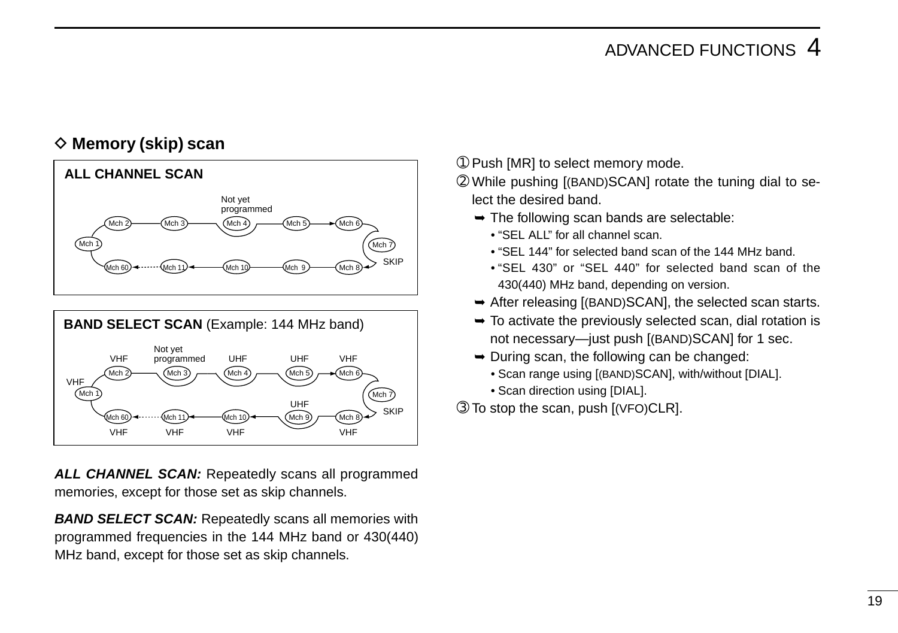## ◇ Memory (skip) scan

**ALL CHANNEL SCAN**

Not yet programmed

Mch 1, Mch 2, Mch 3, Mch 4, Mch 5, Mch 6, Mch 7, Mch 8, Mch 9, Mch 10, Mch 11, Mch 60

SKIP

**BAND SELECT SCAN** (Example: 144 MHz band)

Not yet programmed

VHF Mch 1, VHF Mch 2, Mch 3, UHF Mch 4, UHF Mch 5, VHF Mch 6, Mch 7, VHF Mch 8, UHF Mch 9, VHF Mch 10, VHF Mch 11, VHF Mch 60

SKIP

***ALL CHANNEL SCAN:*** Repeatedly scans all programmed memories, except for those set as skip channels.

***BAND SELECT SCAN:*** Repeatedly scans all memories with programmed frequencies in the 144 MHz band or 430(440) MHz band, except for those set as skip channels.

① Push [MR] to select memory mode.

② While pushing [(BAND)SCAN] rotate the tuning dial to select the desired band.

- ➥ The following scan bands are selectable:
  - "SEL ALL" for all channel scan.
  - "SEL 144" for selected band scan of the 144 MHz band.
  - "SEL 430" or "SEL 440" for selected band scan of the 430(440) MHz band, depending on version.
- ➥ After releasing [(BAND)SCAN], the selected scan starts.
- ➥ To activate the previously selected scan, dial rotation is not necessary—just push [(BAND)SCAN] for 1 sec.
- ➥ During scan, the following can be changed:
  - Scan range using [(BAND)SCAN], with/without [DIAL].
  - Scan direction using [DIAL].

③ To stop the scan, push [(VFO)CLR].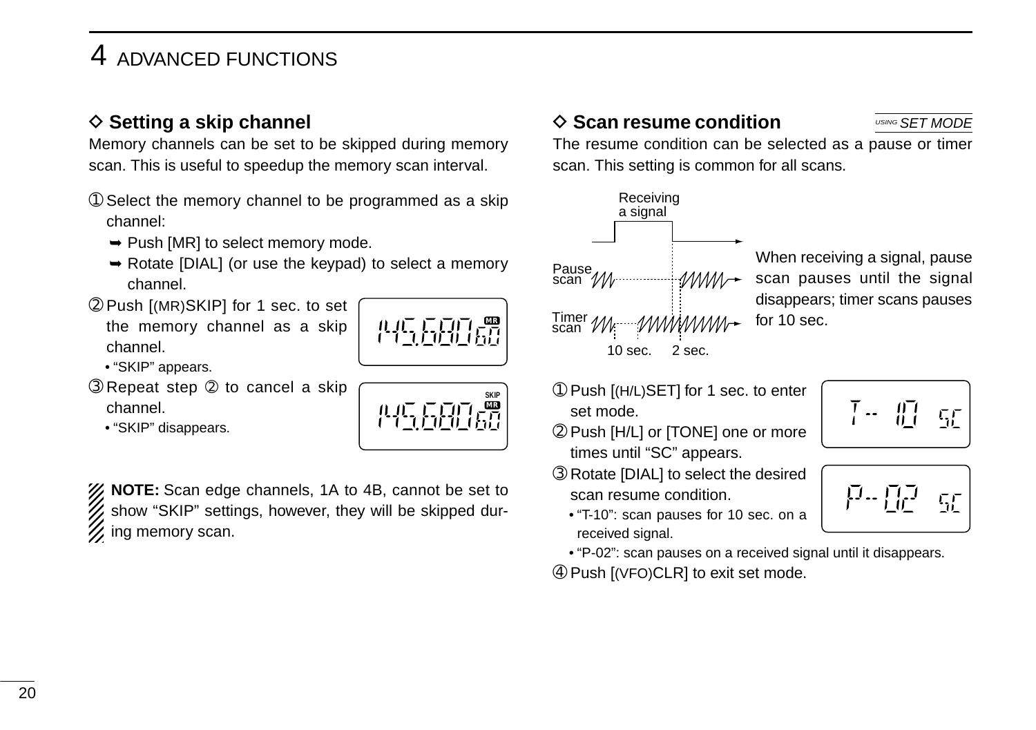# 4 ADVANCED FUNCTIONS

### ◇ Setting a skip channel

Memory channels can be set to be skipped during memory scan. This is useful to speedup the memory scan interval.

① Select the memory channel to be programmed as a skip channel:
- ➥ Push [MR] to select memory mode.
- ➥ Rotate [DIAL] (or use the keypad) to select a memory channel.

② Push [(MR)SKIP] for 1 sec. to set the memory channel as a skip channel.
- • "SKIP" appears.

③ Repeat step ② to cancel a skip channel.
- • "SKIP" disappears.

**NOTE:** Scan edge channels, 1A to 4B, cannot be set to show "SKIP" settings, however, they will be skipped during memory scan.

### ◇ Scan resume condition

*USING SET MODE*

The resume condition can be selected as a pause or timer scan. This setting is common for all scans.

When receiving a signal, pause scan pauses until the signal disappears; timer scans pauses for 10 sec.

① Push [(H/L)SET] for 1 sec. to enter set mode.

② Push [H/L] or [TONE] one or more times until "SC" appears.

③ Rotate [DIAL] to select the desired scan resume condition.
- • "T-10": scan pauses for 10 sec. on a received signal.
- • "P-02": scan pauses on a received signal until it disappears.

④ Push [(VFO)CLR] to exit set mode.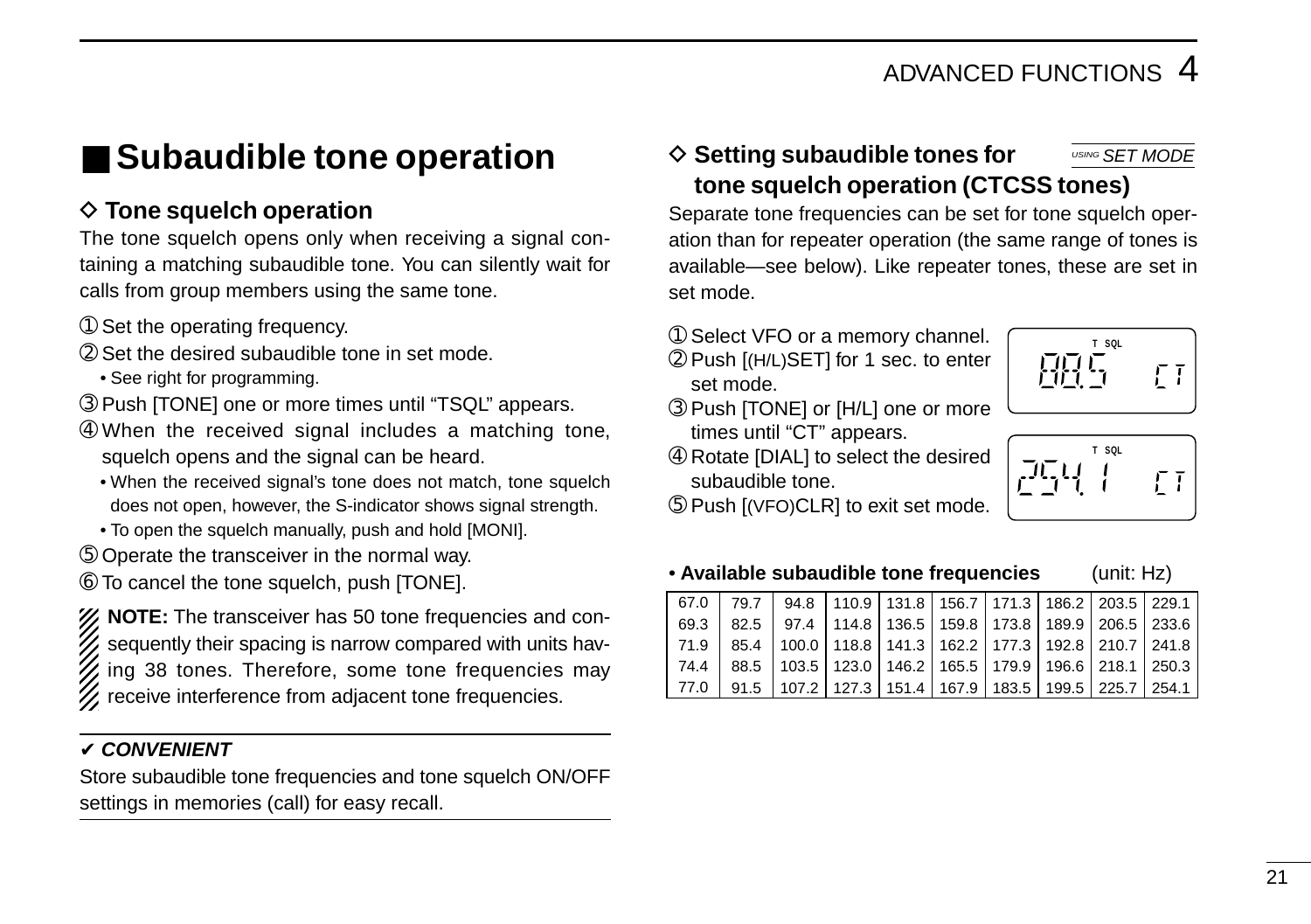# ■ Subaudible tone operation

### ◇ Tone squelch operation

The tone squelch opens only when receiving a signal containing a matching subaudible tone. You can silently wait for calls from group members using the same tone.

① Set the operating frequency.
② Set the desired subaudible tone in set mode.
  • See right for programming.
③ Push [TONE] one or more times until "TSQL" appears.
④ When the received signal includes a matching tone, squelch opens and the signal can be heard.
  • When the received signal's tone does not match, tone squelch does not open, however, the S-indicator shows signal strength.
  • To open the squelch manually, push and hold [MONI].
⑤ Operate the transceiver in the normal way.
⑥ To cancel the tone squelch, push [TONE].

**NOTE:** The transceiver has 50 tone frequencies and consequently their spacing is narrow compared with units having 38 tones. Therefore, some tone frequencies may receive interference from adjacent tone frequencies.

✔ ***CONVENIENT***

Store subaudible tone frequencies and tone squelch ON/OFF settings in memories (call) for easy recall.

### ◇ Setting subaudible tones for tone squelch operation (CTCSS tones)

*USING SET MODE*

Separate tone frequencies can be set for tone squelch operation than for repeater operation (the same range of tones is available—see below). Like repeater tones, these are set in set mode.

① Select VFO or a memory channel.
② Push [(H/L)SET] for 1 sec. to enter set mode.
③ Push [TONE] or [H/L] one or more times until "CT" appears.
④ Rotate [DIAL] to select the desired subaudible tone.
⑤ Push [(VFO)CLR] to exit set mode.

T SQL 88.5 CT

T SQL 254.1 CT

• **Available subaudible tone frequencies** (unit: Hz)

| | | | | | | | | | |
|---|---|---|---|---|---|---|---|---|---|
| 67.0 | 79.7 | 94.8 | 110.9 | 131.8 | 156.7 | 171.3 | 186.2 | 203.5 | 229.1 |
| 69.3 | 82.5 | 97.4 | 114.8 | 136.5 | 159.8 | 173.8 | 189.9 | 206.5 | 233.6 |
| 71.9 | 85.4 | 100.0 | 118.8 | 141.3 | 162.2 | 177.3 | 192.8 | 210.7 | 241.8 |
| 74.4 | 88.5 | 103.5 | 123.0 | 146.2 | 165.5 | 179.9 | 196.6 | 218.1 | 250.3 |
| 77.0 | 91.5 | 107.2 | 127.3 | 151.4 | 167.9 | 183.5 | 199.5 | 225.7 | 254.1 |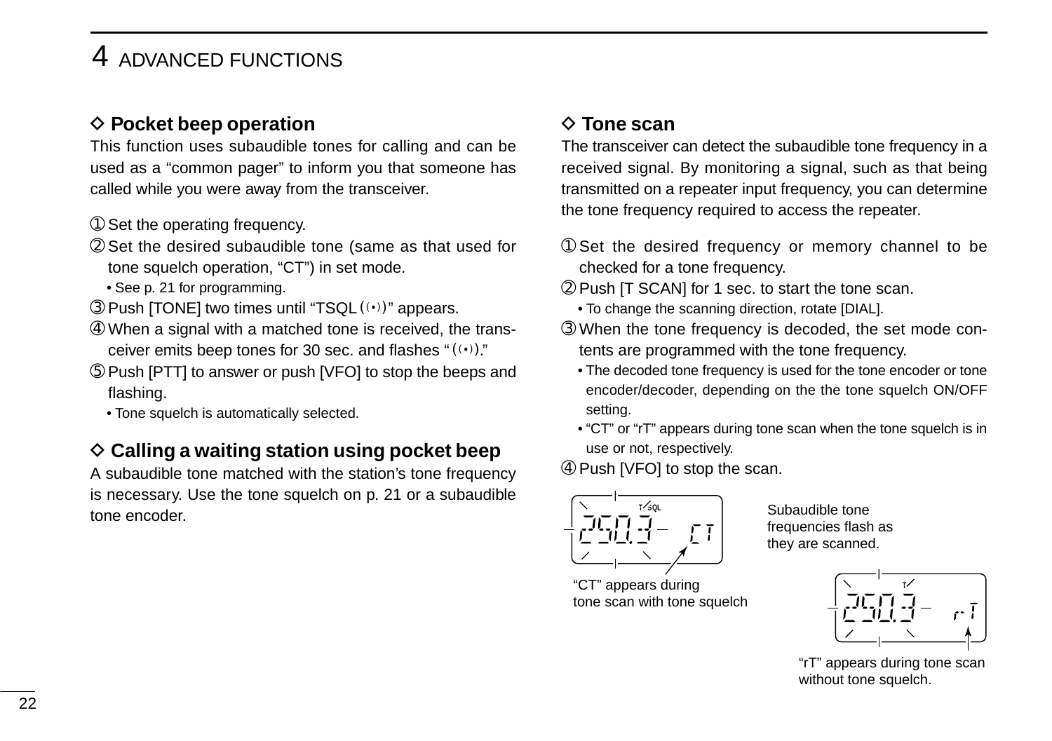# 4 ADVANCED FUNCTIONS

### ◇ Pocket beep operation

This function uses subaudible tones for calling and can be used as a "common pager" to inform you that someone has called while you were away from the transceiver.

① Set the operating frequency.

② Set the desired subaudible tone (same as that used for tone squelch operation, "CT") in set mode.
 • See p. 21 for programming.

③ Push [TONE] two times until "TSQL ((•))" appears.

④ When a signal with a matched tone is received, the transceiver emits beep tones for 30 sec. and flashes "((•))."

⑤ Push [PTT] to answer or push [VFO] to stop the beeps and flashing.
 • Tone squelch is automatically selected.

### ◇ Calling a waiting station using pocket beep

A subaudible tone matched with the station's tone frequency is necessary. Use the tone squelch on p. 21 or a subaudible tone encoder.

### ◇ Tone scan

The transceiver can detect the subaudible tone frequency in a received signal. By monitoring a signal, such as that being transmitted on a repeater input frequency, you can determine the tone frequency required to access the repeater.

① Set the desired frequency or memory channel to be checked for a tone frequency.

② Push [T SCAN] for 1 sec. to start the tone scan.
 • To change the scanning direction, rotate [DIAL].

③ When the tone frequency is decoded, the set mode contents are programmed with the tone frequency.
 • The decoded tone frequency is used for the tone encoder or tone encoder/decoder, depending on the the tone squelch ON/OFF setting.
 • "CT" or "rT" appears during tone scan when the tone squelch is in use or not, respectively.

④ Push [VFO] to stop the scan.

Subaudible tone frequencies flash as they are scanned.

"CT" appears during tone scan with tone squelch

"rT" appears during tone scan without tone squelch.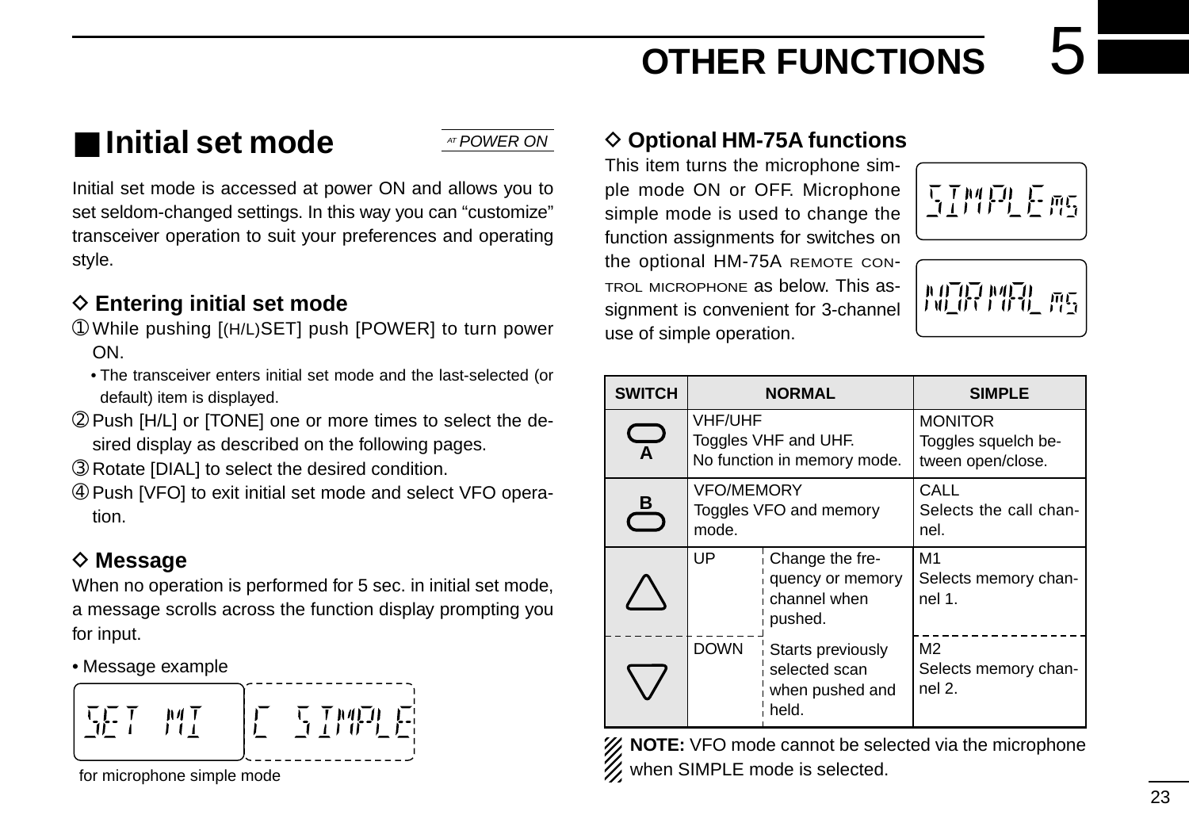# 5 OTHER FUNCTIONS

## ■ Initial set mode

*AT POWER ON*

Initial set mode is accessed at power ON and allows you to set seldom-changed settings. In this way you can "customize" transceiver operation to suit your preferences and operating style.

### ◇ Entering initial set mode

① While pushing [(H/L)SET] push [POWER] to turn power ON.
   - The transceiver enters initial set mode and the last-selected (or default) item is displayed.

② Push [H/L] or [TONE] one or more times to select the desired display as described on the following pages.

③ Rotate [DIAL] to select the desired condition.

④ Push [VFO] to exit initial set mode and select VFO operation.

### ◇ Message

When no operation is performed for 5 sec. in initial set mode, a message scrolls across the function display prompting you for input.

• Message example

SET MIC SIMPLE

for microphone simple mode

### ◇ Optional HM-75A functions

This item turns the microphone simple mode ON or OFF. Microphone simple mode is used to change the function assignments for switches on the optional HM-75A REMOTE CONTROL MICROPHONE as below. This assignment is convenient for 3-channel use of simple operation.

SIMPLE MS

NORMAL MS

| SWITCH | NORMAL | | SIMPLE |
|---|---|---|---|
| A | VFO/UHF<br>Toggles VHF and UHF.<br>No function in memory mode. | | MONITOR<br>Toggles squelch between open/close. |
| B | VFO/MEMORY<br>Toggles VFO and memory mode. | | CALL<br>Selects the call channel. |
| △ | UP | Change the frequency or memory channel when pushed. | M1<br>Selects memory channel 1. |
| ▽ | DOWN | Starts previously selected scan when pushed and held. | M2<br>Selects memory channel 2. |

**NOTE:** VFO mode cannot be selected via the microphone when SIMPLE mode is selected.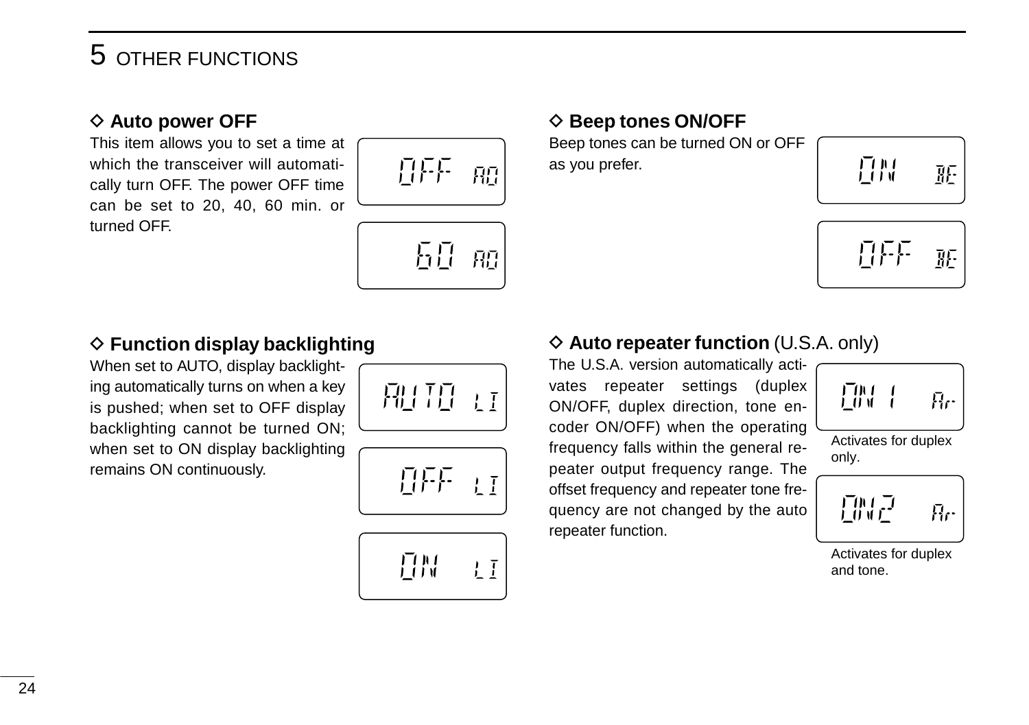# 5 OTHER FUNCTIONS

### ◇ Auto power OFF

This item allows you to set a time at which the transceiver will automatically turn OFF. The power OFF time can be set to 20, 40, 60 min. or turned OFF.

### ◇ Function display backlighting

When set to AUTO, display backlighting automatically turns on when a key is pushed; when set to OFF display backlighting cannot be turned ON; when set to ON display backlighting remains ON continuously.

### ◇ Beep tones ON/OFF

Beep tones can be turned ON or OFF as you prefer.

### ◇ Auto repeater function (U.S.A. only)

The U.S.A. version automatically activates repeater settings (duplex ON/OFF, duplex direction, tone encoder ON/OFF) when the operating frequency falls within the general repeater output frequency range. The offset frequency and repeater tone frequency are not changed by the auto repeater function.

Activates for duplex only.

Activates for duplex and tone.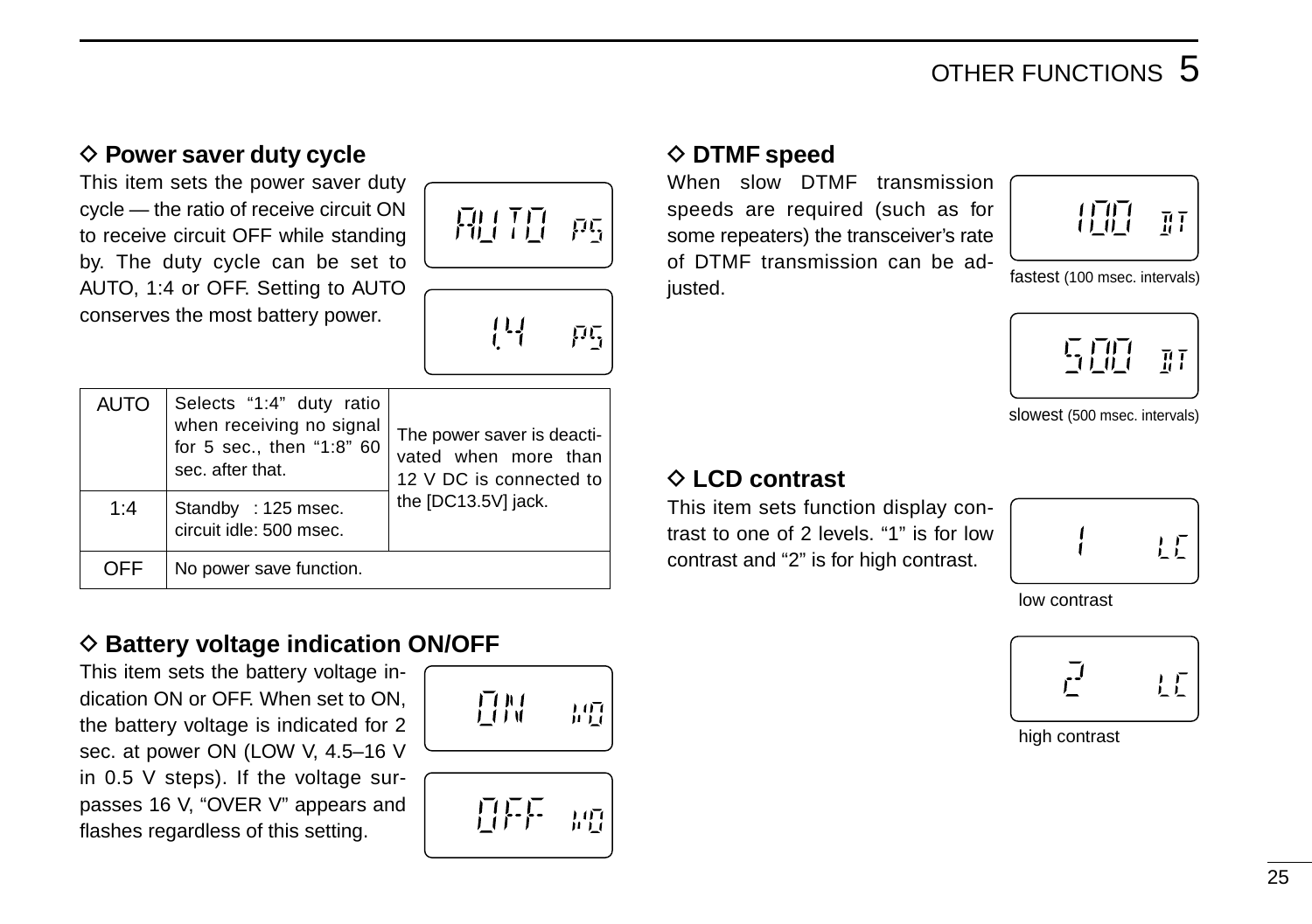### ◇ Power saver duty cycle

This item sets the power saver duty cycle — the ratio of receive circuit ON to receive circuit OFF while standing by. The duty cycle can be set to AUTO, 1:4 or OFF. Setting to AUTO conserves the most battery power.

AUTO PS

1.4 PS

| AUTO | Selects "1:4" duty ratio when receiving no signal for 5 sec., then "1:8" 60 sec. after that. | The power saver is deactivated when more than 12 V DC is connected to the [DC13.5V] jack. |
|---|---|---|
| 1:4 | Standby : 125 msec. circuit idle: 500 msec. | |
| OFF | No power save function. | |

### ◇ Battery voltage indication ON/OFF

This item sets the battery voltage indication ON or OFF. When set to ON, the battery voltage is indicated for 2 sec. at power ON (LOW V, 4.5–16 V in 0.5 V steps). If the voltage surpasses 16 V, "OVER V" appears and flashes regardless of this setting.

ON VO

OFF VO

### ◇ DTMF speed

When slow DTMF transmission speeds are required (such as for some repeaters) the transceiver's rate of DTMF transmission can be adjusted.

100 DT

fastest (100 msec. intervals)

500 DT

slowest (500 msec. intervals)

### ◇ LCD contrast

This item sets function display contrast to one of 2 levels. "1" is for low contrast and "2" is for high contrast.

1 LC

low contrast

2 LC

high contrast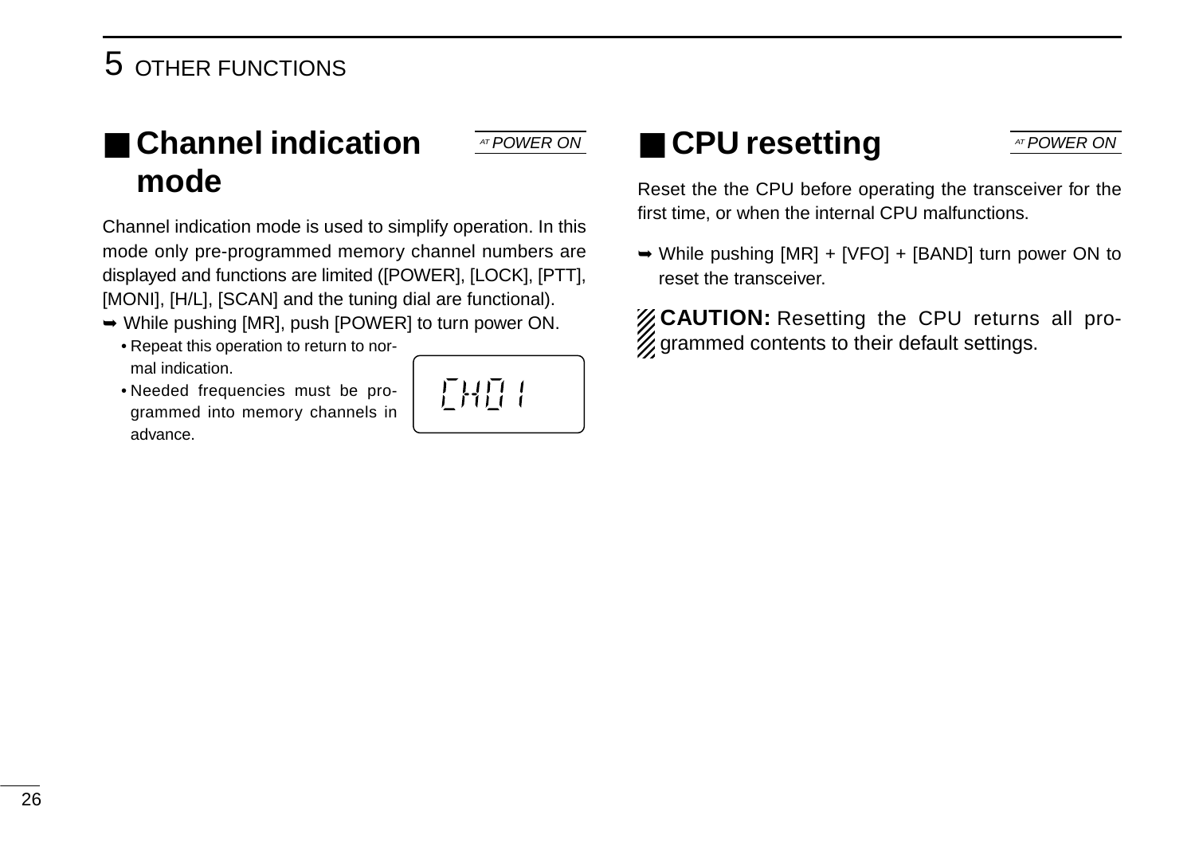## ■ Channel indication mode

*AT POWER ON*

Channel indication mode is used to simplify operation. In this mode only pre-programmed memory channel numbers are displayed and functions are limited ([POWER], [LOCK], [PTT], [MONI], [H/L], [SCAN] and the tuning dial are functional).

➥ While pushing [MR], push [POWER] to turn power ON.
- Repeat this operation to return to normal indication.
- Needed frequencies must be programmed into memory channels in advance.

CH01

## ■ CPU resetting

*AT POWER ON*

Reset the the CPU before operating the transceiver for the first time, or when the internal CPU malfunctions.

➥ While pushing [MR] + [VFO] + [BAND] turn power ON to reset the transceiver.

**CAUTION:** Resetting the CPU returns all programmed contents to their default settings.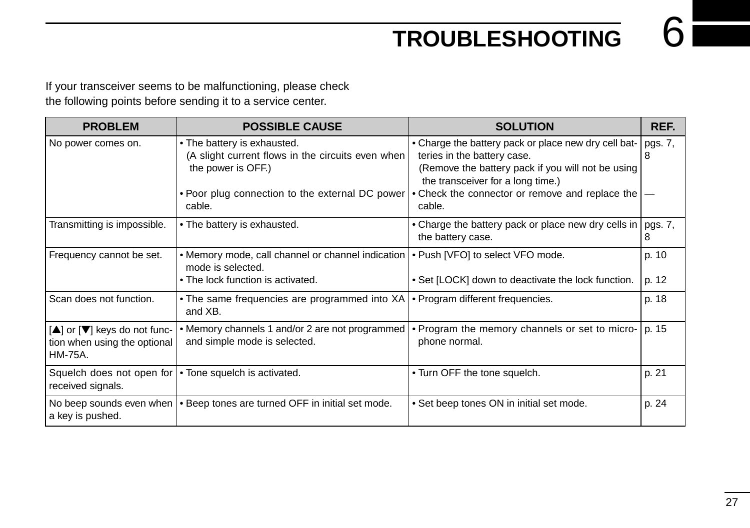# 6 TROUBLESHOOTING

If your transceiver seems to be malfunctioning, please check the following points before sending it to a service center.

| PROBLEM | POSSIBLE CAUSE | SOLUTION | REF. |
|---|---|---|---|
| No power comes on. | • The battery is exhausted. (A slight current flows in the circuits even when the power is OFF.)<br>• Poor plug connection to the external DC power cable. | • Charge the battery pack or place new dry cell batteries in the battery case. (Remove the battery pack if you will not be using the transceiver for a long time.)<br>• Check the connector or remove and replace the cable. | pgs. 7, 8<br>— |
| Transmitting is impossible. | • The battery is exhausted. | • Charge the battery pack or place new dry cells in the battery case. | pgs. 7, 8 |
| Frequency cannot be set. | • Memory mode, call channel or channel indication mode is selected.<br>• The lock function is activated. | • Push [VFO] to select VFO mode.<br>• Set [LOCK] down to deactivate the lock function. | p. 10<br>p. 12 |
| Scan does not function. | • The same frequencies are programmed into XA and XB. | • Program different frequencies. | p. 18 |
| [▲] or [▼] keys do not function when using the optional HM-75A. | • Memory channels 1 and/or 2 are not programmed and simple mode is selected. | • Program the memory channels or set to microphone normal. | p. 15 |
| Squelch does not open for received signals. | • Tone squelch is activated. | • Turn OFF the tone squelch. | p. 21 |
| No beep sounds even when a key is pushed. | • Beep tones are turned OFF in initial set mode. | • Set beep tones ON in initial set mode. | p. 24 |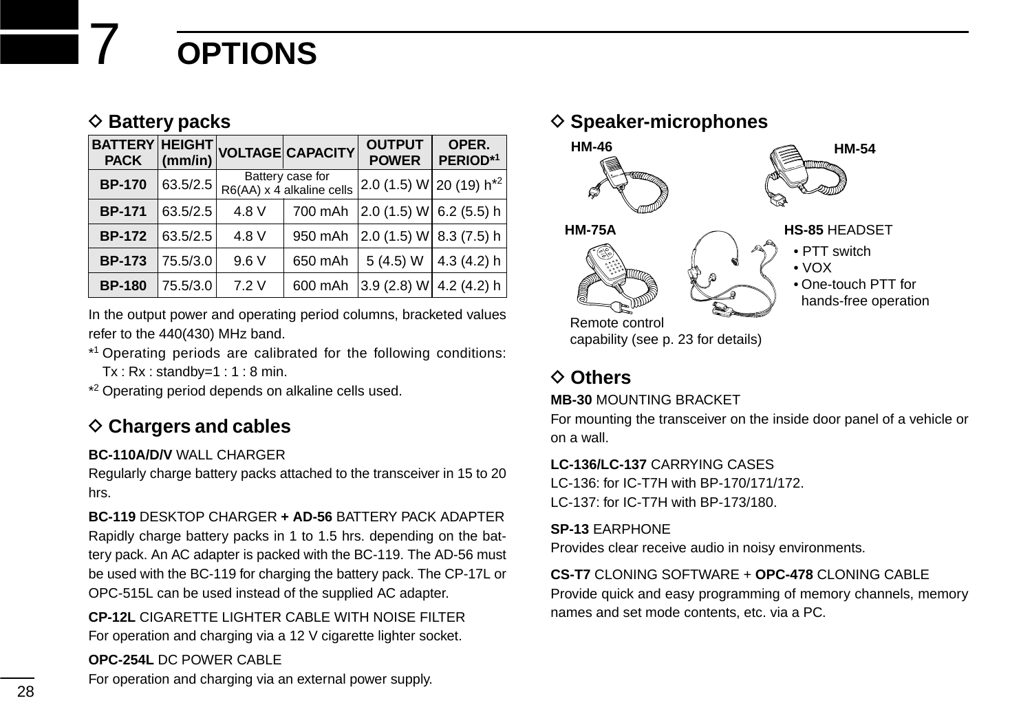# 7 OPTIONS

## ◇ Battery packs

| BATTERY PACK | HEIGHT (mm/in) | VOLTAGE | CAPACITY | OUTPUT POWER | OPER. PERIOD*[1] |
|---|---|---|---|---|---|
| **BP-170** | 63.5/2.5 | Battery case for R6(AA) x 4 alkaline cells | | 2.0 (1.5) W | 20 (19) h*[2] |
| **BP-171** | 63.5/2.5 | 4.8 V | 700 mAh | 2.0 (1.5) W | 6.2 (5.5) h |
| **BP-172** | 63.5/2.5 | 4.8 V | 950 mAh | 2.0 (1.5) W | 8.3 (7.5) h |
| **BP-173** | 75.5/3.0 | 9.6 V | 650 mAh | 5 (4.5) W | 4.3 (4.2) h |
| **BP-180** | 75.5/3.0 | 7.2 V | 600 mAh | 3.9 (2.8) W | 4.2 (4.2) h |

In the output power and operating period columns, bracketed values refer to the 440(430) MHz band.

*[1] Operating periods are calibrated for the following conditions: Tx : Rx : standby=1 : 1 : 8 min.

*[2] Operating period depends on alkaline cells used.

## ◇ Chargers and cables

**BC-110A/D/V** WALL CHARGER
Regularly charge battery packs attached to the transceiver in 15 to 20 hrs.

**BC-119** DESKTOP CHARGER **+ AD-56** BATTERY PACK ADAPTER
Rapidly charge battery packs in 1 to 1.5 hrs. depending on the battery pack. An AC adapter is packed with the BC-119. The AD-56 must be used with the BC-119 for charging the battery pack. The CP-17L or OPC-515L can be used instead of the supplied AC adapter.

**CP-12L** CIGARETTE LIGHTER CABLE WITH NOISE FILTER
For operation and charging via a 12 V cigarette lighter socket.

**OPC-254L** DC POWER CABLE
For operation and charging via an external power supply.

## ◇ Speaker-microphones

**HM-46**

**HM-54**

**HM-75A**

Remote control capability (see p. 23 for details)

**HS-85** HEADSET

- PTT switch
- VOX
- One-touch PTT for hands-free operation

## ◇ Others

**MB-30** MOUNTING BRACKET
For mounting the transceiver on the inside door panel of a vehicle or on a wall.

**LC-136/LC-137** CARRYING CASES
LC-136: for IC-T7H with BP-170/171/172.
LC-137: for IC-T7H with BP-173/180.

**SP-13** EARPHONE
Provides clear receive audio in noisy environments.

**CS-T7** CLONING SOFTWARE + **OPC-478** CLONING CABLE
Provide quick and easy programming of memory channels, memory names and set mode contents, etc. via a PC.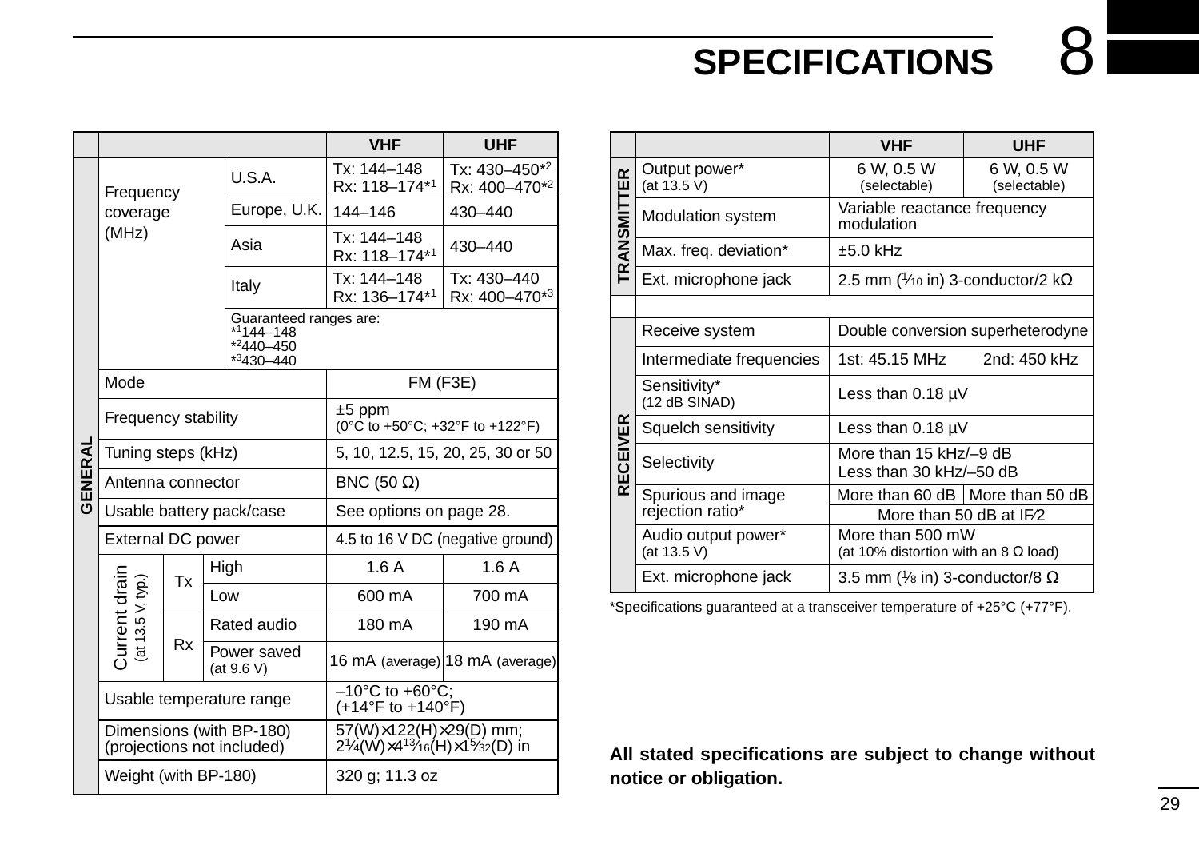# 8 SPECIFICATIONS

| | | | | VHF | UHF |
|---|---|---|---|---|---|
| GENERAL | Frequency coverage (MHz) | | U.S.A. | Tx: 144–148<br>Rx: 118–174*1 | Tx: 430–450*2<br>Rx: 400–470*2 |
| | | | Europe, U.K. | 144–146 | 430–440 |
| | | | Asia | Tx: 144–148<br>Rx: 118–174*1 | 430–440 |
| | | | Italy | Tx: 144–148<br>Rx: 136–174*1 | Tx: 430–440<br>Rx: 400–470*3 |
| | | | Guaranteed ranges are:<br>*1 144–148<br>*2 440–450<br>*3 430–440 | | |
| | Mode | | | FM (F3E) | |
| | Frequency stability | | | ±5 ppm<br>(0°C to +50°C; +32°F to +122°F) | |
| | Tuning steps (kHz) | | | 5, 10, 12.5, 15, 20, 25, 30 or 50 | |
| | Antenna connector | | | BNC (50 Ω) | |
| | Usable battery pack/case | | | See options on page 28. | |
| | External DC power | | | 4.5 to 16 V DC (negative ground) | |
| | Current drain (at 13.5 V, typ.) | Tx | High | 1.6 A | 1.6 A |
| | | | Low | 600 mA | 700 mA |
| | | Rx | Rated audio | 180 mA | 190 mA |
| | | | Power saved (at 9.6 V) | 16 mA (average) | 18 mA (average) |
| | Usable temperature range | | | –10°C to +60°C;<br>(+14°F to +140°F) | |
| | Dimensions (with BP-180)<br>(projections not included) | | | 57(W)×122(H)×29(D) mm;<br>2¼(W)×4 13⁄16(H)×1 5⁄32(D) in | |
| | Weight (with BP-180) | | | 320 g; 11.3 oz | |

| | | VHF | UHF |
|---|---|---|---|
| TRANSMITTER | Output power*<br>(at 13.5 V) | 6 W, 0.5 W<br>(selectable) | 6 W, 0.5 W<br>(selectable) |
| | Modulation system | Variable reactance frequency modulation | |
| | Max. freq. deviation* | ±5.0 kHz | |
| | Ext. microphone jack | 2.5 mm (1⁄10 in) 3-conductor/2 kΩ | |
| | | | |
| RECEIVER | Receive system | Double conversion superheterodyne | |
| | Intermediate frequencies | 1st: 45.15 MHz &nbsp; 2nd: 450 kHz | |
| | Sensitivity*<br>(12 dB SINAD) | Less than 0.18 µV | |
| | Squelch sensitivity | Less than 0.18 µV | |
| | Selectivity | More than 15 kHz/–9 dB<br>Less than 30 kHz/–50 dB | |
| | Spurious and image rejection ratio* | More than 60 dB | More than 50 dB |
| | | More than 50 dB at IF⁄2 | |
| | Audio output power*<br>(at 13.5 V) | More than 500 mW<br>(at 10% distortion with an 8 Ω load) | |
| | Ext. microphone jack | 3.5 mm (1⁄8 in) 3-conductor/8 Ω | |

*Specifications guaranteed at a transceiver temperature of +25°C (+77°F).

**All stated specifications are subject to change without notice or obligation.**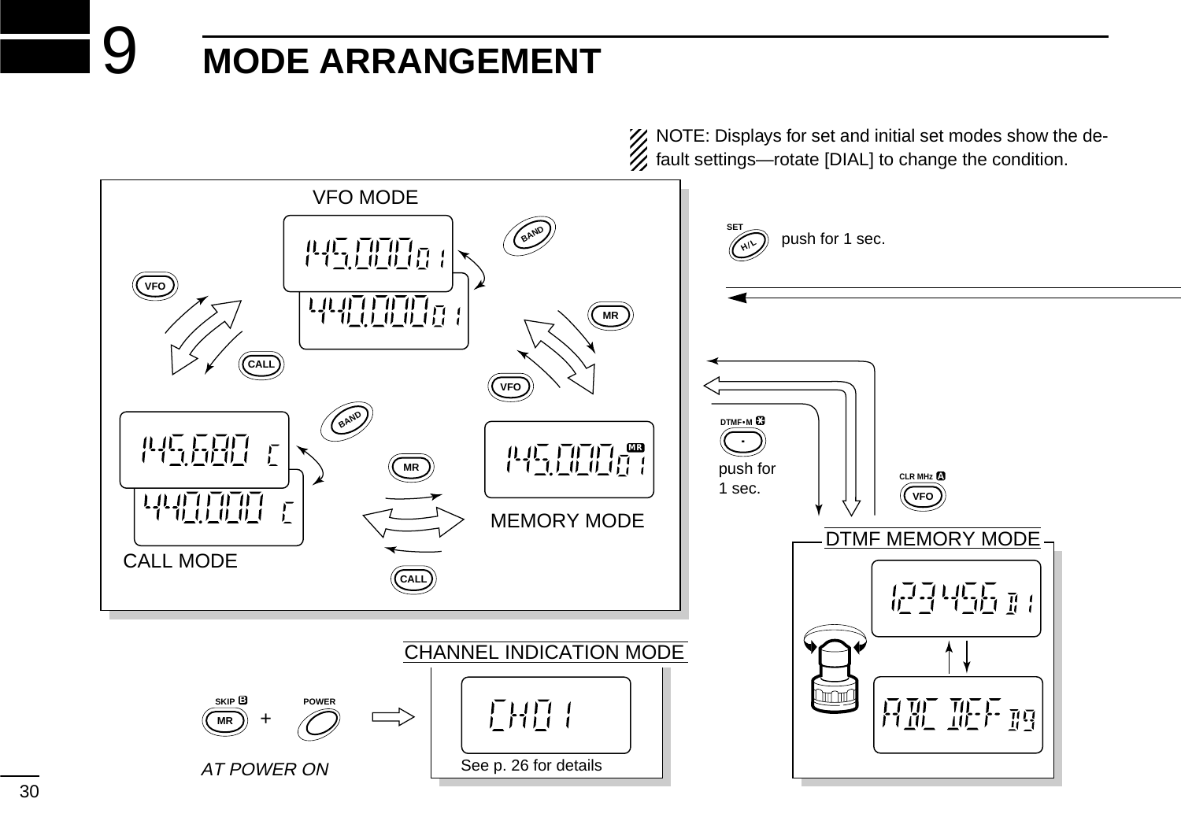# 9 MODE ARRANGEMENT

NOTE: Displays for set and initial set modes show the default settings—rotate [DIAL] to change the condition.

VFO MODE

VFO

CALL

BAND

MR

VFO

BAND

MR

CALL

CALL MODE

MEMORY MODE

SET H/L push for 1 sec.

DTMF•M push for 1 sec.

CLR MHz VFO

DTMF MEMORY MODE

CHANNEL INDICATION MODE

SKIP MR + POWER

*AT POWER ON*

See p. 26 for details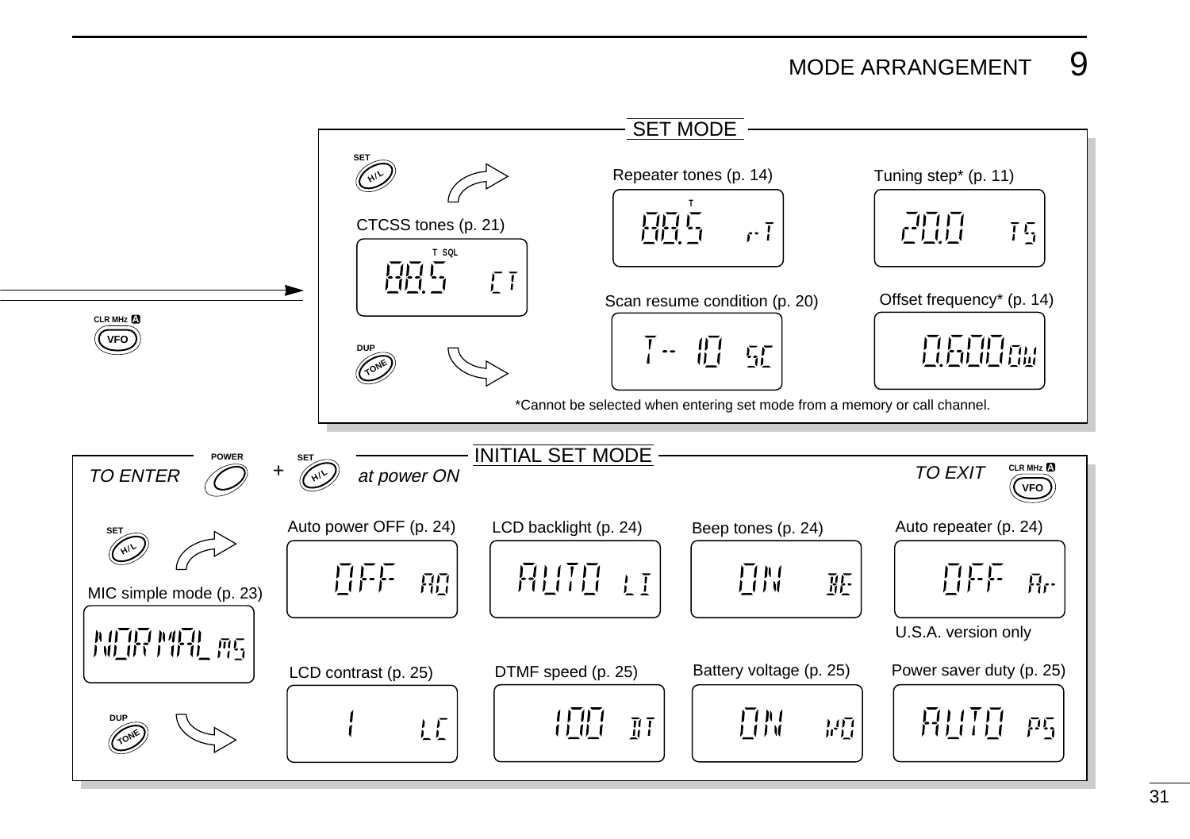## SET MODE

**VFO** (CLR MHz A) →

**SET (H/L)** ↷  **DUP (TONE)** ↷

- CTCSS tones (p. 21) — `88.5  CT` (T SQL)
- Repeater tones (p. 14) — `88.5  r-T` (T)
- Tuning step* (p. 11) — `20.0  TS`
- Scan resume condition (p. 20) — `T-- 10  SC`
- Offset frequency* (p. 14) — `0.600 OW`

*Cannot be selected when entering set mode from a memory or call channel.

## INITIAL SET MODE

*TO ENTER* **POWER** + **SET (H/L)** *at power ON*

*TO EXIT* **VFO** (CLR MHz A)

**SET (H/L)** ↷  **DUP (TONE)** ↷

- MIC simple mode (p. 23) — `NORMAL  MS`
- Auto power OFF (p. 24) — `OFF  AO`
- LCD backlight (p. 24) — `AUTO  LI`
- Beep tones (p. 24) — `ON  BE`
- Auto repeater (p. 24) — `OFF  Ar` — U.S.A. version only
- LCD contrast (p. 25) — `1  LC`
- DTMF speed (p. 25) — `100  DT`
- Battery voltage (p. 25) — `ON  VO`
- Power saver duty (p. 25) — `AUTO  PS`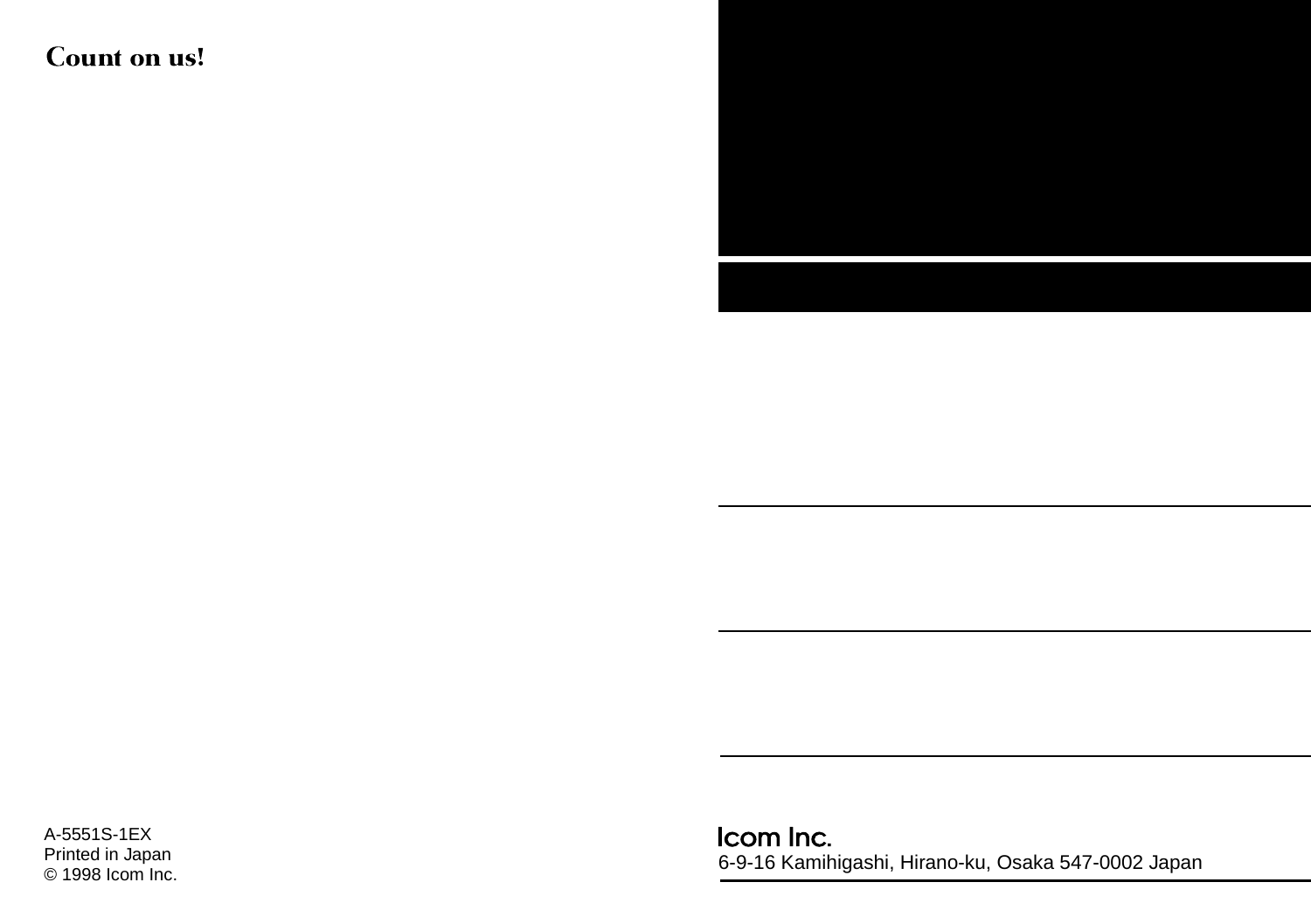**Count on us!**

A-5551S-1EX
Printed in Japan
© 1998 Icom Inc.

Icom Inc.
6-9-16 Kamihigashi, Hirano-ku, Osaka 547-0002 Japan